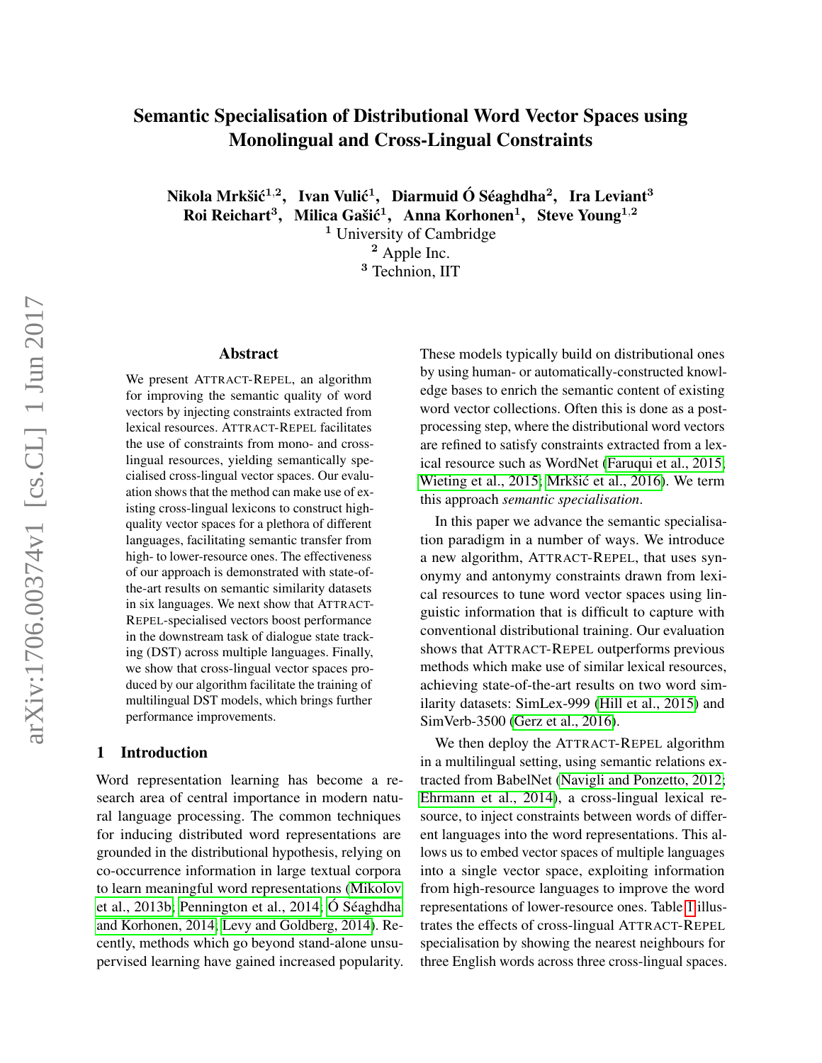# Semantic Specialisation of Distributional Word Vector Spaces using Monolingual and Cross-Lingual Constraints

**Nikola Mrkšić**[1,2], **Ivan Vulić**[1], **Diarmuid Ó Séaghdha**[2], **Ira Leviant**[3]
**Roi Reichart**[3], **Milica Gašić**[1], **Anna Korhonen**[1], **Steve Young**[1,2]

[1] University of Cambridge
[2] Apple Inc.
[3] Technion, IIT

## Abstract

We present ATTRACT-REPEL, an algorithm for improving the semantic quality of word vectors by injecting constraints extracted from lexical resources. ATTRACT-REPEL facilitates the use of constraints from mono- and cross-lingual resources, yielding semantically specialised cross-lingual vector spaces. Our evaluation shows that the method can make use of existing cross-lingual lexicons to construct high-quality vector spaces for a plethora of different languages, facilitating semantic transfer from high- to lower-resource ones. The effectiveness of our approach is demonstrated with state-of-the-art results on semantic similarity datasets in six languages. We next show that ATTRACT-REPEL-specialised vectors boost performance in the downstream task of dialogue state tracking (DST) across multiple languages. Finally, we show that cross-lingual vector spaces produced by our algorithm facilitate the training of multilingual DST models, which brings further performance improvements.

## 1 Introduction

Word representation learning has become a research area of central importance in modern natural language processing. The common techniques for inducing distributed word representations are grounded in the distributional hypothesis, relying on co-occurrence information in large textual corpora to learn meaningful word representations (Mikolov et al., 2013b; Pennington et al., 2014; Ó Séaghdha and Korhonen, 2014; Levy and Goldberg, 2014). Recently, methods which go beyond stand-alone unsupervised learning have gained increased popularity. These models typically build on distributional ones by using human- or automatically-constructed knowledge bases to enrich the semantic content of existing word vector collections. Often this is done as a post-processing step, where the distributional word vectors are refined to satisfy constraints extracted from a lexical resource such as WordNet (Faruqui et al., 2015; Wieting et al., 2015; Mrkšić et al., 2016). We term this approach *semantic specialisation*.

In this paper we advance the semantic specialisation paradigm in a number of ways. We introduce a new algorithm, ATTRACT-REPEL, that uses synonymy and antonymy constraints drawn from lexical resources to tune word vector spaces using linguistic information that is difficult to capture with conventional distributional training. Our evaluation shows that ATTRACT-REPEL outperforms previous methods which make use of similar lexical resources, achieving state-of-the-art results on two word similarity datasets: SimLex-999 (Hill et al., 2015) and SimVerb-3500 (Gerz et al., 2016).

We then deploy the ATTRACT-REPEL algorithm in a multilingual setting, using semantic relations extracted from BabelNet (Navigli and Ponzetto, 2012; Ehrmann et al., 2014), a cross-lingual lexical resource, to inject constraints between words of different languages into the word representations. This allows us to embed vector spaces of multiple languages into a single vector space, exploiting information from high-resource languages to improve the word representations of lower-resource ones. Table 1 illustrates the effects of cross-lingual ATTRACT-REPEL specialisation by showing the nearest neighbours for three English words across three cross-lingual spaces.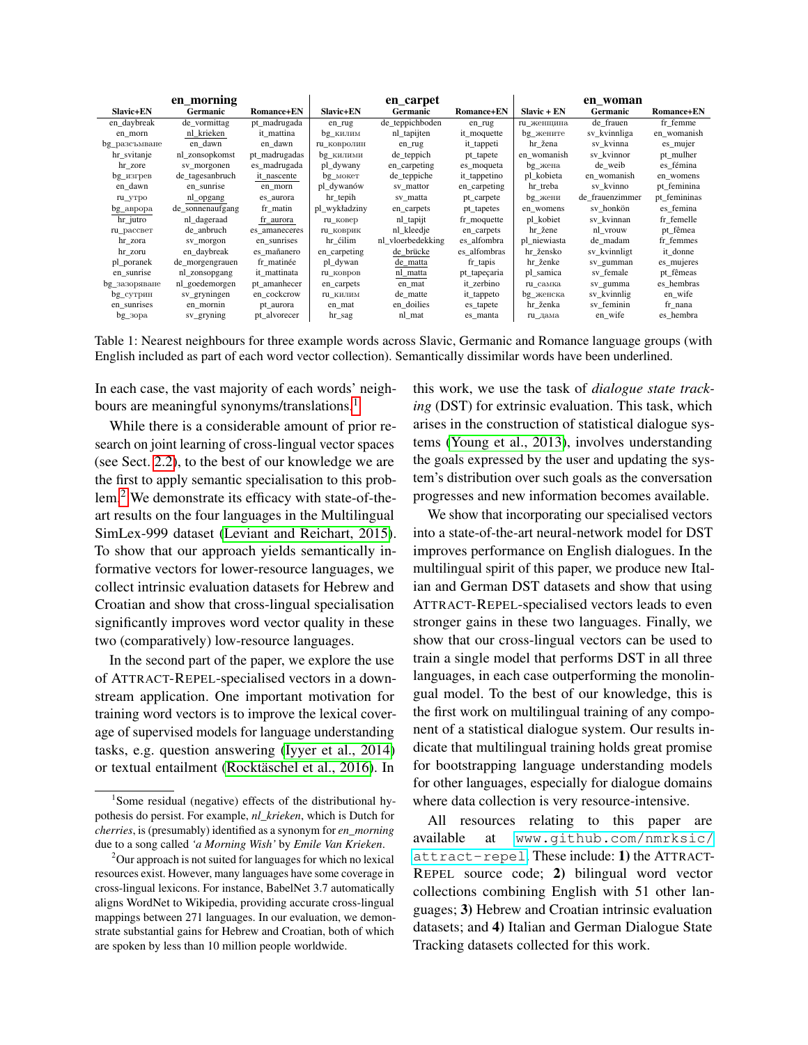| en_morning | | | en_carpet | | | en_woman | | |
|---|---|---|---|---|---|---|---|---|
| Slavic+EN | Germanic | Romance+EN | Slavic+EN | Germanic | Romance+EN | Slavic + EN | Germanic | Romance+EN |
| en_daybreak | de_vormittag | pt_madrugada | en_rug | de_teppichboden | en_rug | ru_женщина | de_frauen | fr_femme |
| en_morn | nl_krieken | it_mattina | bg_килим | nl_tapijten | it_moquette | bg_жените | sv_kvinnliga | en_womanish |
| bg_разсъмване | en_dawn | en_dawn | ru_ковролин | en_rug | it_tappeti | hr_žena | sv_kvinna | es_mujer |
| hr_svitanje | nl_zonsopkomst | pt_madrugadas | bg_килими | de_teppich | pt_tapete | en_womanish | sv_kvinnor | pt_mulher |
| hr_zore | sv_morgonen | es_madrugada | pl_dywany | en_carpeting | es_moqueta | bg_жена | de_weib | es_fémina |
| bg_изгрев | de_tagesanbruch | it_nascente | bg_мокет | de_teppiche | it_tappetino | pl_kobieta | en_womanish | en_womens |
| en_dawn | en_sunrise | en_morn | pl_dywanów | sv_mattor | en_carpeting | hr_treba | sv_kvinno | pt_feminina |
| ru_утро | nl_opgang | es_aurora | hr_tepih | sv_matta | pt_carpete | bg_жени | de_frauenzimmer | pt_femininas |
| bg_аврора | de_sonnenaufgang | fr_matin | pl_wykładziny | en_carpets | pt_tapetes | en_womens | sv_honkön | es_femina |
| hr_jutro | nl_dageraad | fr_aurora | ru_ковер | nl_tapijt | fr_moquette | pl_kobiet | sv_kvinnan | fr_femelle |
| ru_рассвет | de_anbruch | es_amaneceres | ru_коврик | nl_kleedje | en_carpets | hr_žene | nl_vrouw | pt_fêmea |
| hr_zora | sv_morgon | en_sunrises | hr_ćilim | nl_vloerbedekking | es_alfombra | pl_niewiasta | de_madam | fr_femmes |
| hr_zoru | en_daybreak | es_mañanero | en_carpeting | de_brücke | es_alfombras | hr_žensko | sv_kvinnligt | it_donne |
| pl_poranek | de_morgengrauen | fr_matinée | pl_dywan | de_matta | fr_tapis | hr_ženke | sv_gumman | es_mujeres |
| en_sunrise | nl_zonsopgang | it_mattinata | ru_ковров | nl_matta | pt_tapeçaria | pl_samica | sv_female | pt_fêmeas |
| bg_зазоряване | nl_goedemorgen | pt_amanhecer | en_carpets | en_mat | it_zerbino | ru_самка | sv_gumma | es_hembras |
| bg_сутрин | sv_gryningen | en_cockcrow | ru_килим | de_matte | it_tappeto | bg_женска | sv_kvinnlig | en_wife |
| en_sunrises | en_mornin | pt_aurora | en_mat | en_doilies | es_tapete | hr_ženka | sv_feminin | fr_nana |
| bg_зора | sv_gryning | pt_alvorecer | hr_sag | nl_mat | es_manta | ru_дама | en_wife | es_hembra |

Table 1: Nearest neighbours for three example words across Slavic, Germanic and Romance language groups (with English included as part of each word vector collection). Semantically dissimilar words have been underlined.

In each case, the vast majority of each words' neighbours are meaningful synonyms/translations.[1]

While there is a considerable amount of prior research on joint learning of cross-lingual vector spaces (see Sect. 2.2), to the best of our knowledge we are the first to apply semantic specialisation to this problem.[2] We demonstrate its efficacy with state-of-the-art results on the four languages in the Multilingual SimLex-999 dataset (Leviant and Reichart, 2015). To show that our approach yields semantically informative vectors for lower-resource languages, we collect intrinsic evaluation datasets for Hebrew and Croatian and show that cross-lingual specialisation significantly improves word vector quality in these two (comparatively) low-resource languages.

In the second part of the paper, we explore the use of ATTRACT-REPEL-specialised vectors in a downstream application. One important motivation for training word vectors is to improve the lexical coverage of supervised models for language understanding tasks, e.g. question answering (Iyyer et al., 2014) or textual entailment (Rocktäschel et al., 2016). In this work, we use the task of *dialogue state tracking* (DST) for extrinsic evaluation. This task, which arises in the construction of statistical dialogue systems (Young et al., 2013), involves understanding the goals expressed by the user and updating the system's distribution over such goals as the conversation progresses and new information becomes available.

We show that incorporating our specialised vectors into a state-of-the-art neural-network model for DST improves performance on English dialogues. In the multilingual spirit of this paper, we produce new Italian and German DST datasets and show that using ATTRACT-REPEL-specialised vectors leads to even stronger gains in these two languages. Finally, we show that our cross-lingual vectors can be used to train a single model that performs DST in all three languages, in each case outperforming the monolingual model. To the best of our knowledge, this is the first work on multilingual training of any component of a statistical dialogue system. Our results indicate that multilingual training holds great promise for bootstrapping language understanding models for other languages, especially for dialogue domains where data collection is very resource-intensive.

All resources relating to this paper are available at www.github.com/nmrksic/attract-repel. These include: **1)** the ATTRACT-REPEL source code; **2)** bilingual word vector collections combining English with 51 other languages; **3)** Hebrew and Croatian intrinsic evaluation datasets; and **4)** Italian and German Dialogue State Tracking datasets collected for this work.

[1] Some residual (negative) effects of the distributional hypothesis do persist. For example, *nl_krieken*, which is Dutch for *cherries*, is (presumably) identified as a synonym for *en_morning* due to a song called *'a Morning Wish'* by *Emile Van Krieken*.

[2] Our approach is not suited for languages for which no lexical resources exist. However, many languages have some coverage in cross-lingual lexicons. For instance, BabelNet 3.7 automatically aligns WordNet to Wikipedia, providing accurate cross-lingual mappings between 271 languages. In our evaluation, we demonstrate substantial gains for Hebrew and Croatian, both of which are spoken by less than 10 million people worldwide.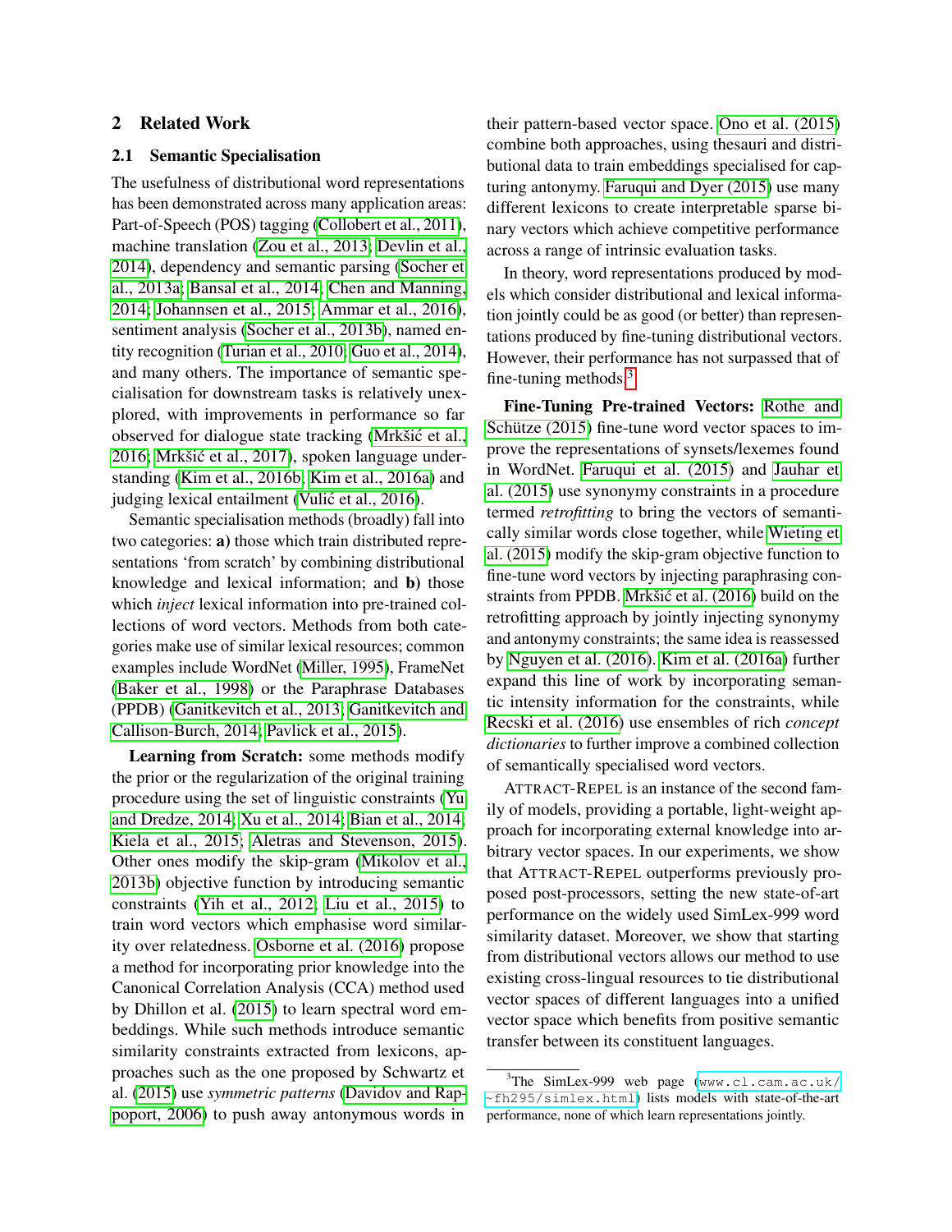## 2 Related Work

### 2.1 Semantic Specialisation

The usefulness of distributional word representations has been demonstrated across many application areas: Part-of-Speech (POS) tagging (Collobert et al., 2011), machine translation (Zou et al., 2013; Devlin et al., 2014), dependency and semantic parsing (Socher et al., 2013a; Bansal et al., 2014; Chen and Manning, 2014; Johannsen et al., 2015; Ammar et al., 2016), sentiment analysis (Socher et al., 2013b), named entity recognition (Turian et al., 2010; Guo et al., 2014), and many others. The importance of semantic specialisation for downstream tasks is relatively unexplored, with improvements in performance so far observed for dialogue state tracking (Mrkšić et al., 2016; Mrkšić et al., 2017), spoken language understanding (Kim et al., 2016b; Kim et al., 2016a) and judging lexical entailment (Vulić et al., 2016).

Semantic specialisation methods (broadly) fall into two categories: **a)** those which train distributed representations 'from scratch' by combining distributional knowledge and lexical information; and **b)** those which *inject* lexical information into pre-trained collections of word vectors. Methods from both categories make use of similar lexical resources; common examples include WordNet (Miller, 1995), FrameNet (Baker et al., 1998) or the Paraphrase Databases (PPDB) (Ganitkevitch et al., 2013; Ganitkevitch and Callison-Burch, 2014; Pavlick et al., 2015).

**Learning from Scratch:** some methods modify the prior or the regularization of the original training procedure using the set of linguistic constraints (Yu and Dredze, 2014; Xu et al., 2014; Bian et al., 2014; Kiela et al., 2015; Aletras and Stevenson, 2015). Other ones modify the skip-gram (Mikolov et al., 2013b) objective function by introducing semantic constraints (Yih et al., 2012; Liu et al., 2015) to train word vectors which emphasise word similarity over relatedness. Osborne et al. (2016) propose a method for incorporating prior knowledge into the Canonical Correlation Analysis (CCA) method used by Dhillon et al. (2015) to learn spectral word embeddings. While such methods introduce semantic similarity constraints extracted from lexicons, approaches such as the one proposed by Schwartz et al. (2015) use *symmetric patterns* (Davidov and Rappoport, 2006) to push away antonymous words in their pattern-based vector space. Ono et al. (2015) combine both approaches, using thesauri and distributional data to train embeddings specialised for capturing antonymy. Faruqui and Dyer (2015) use many different lexicons to create interpretable sparse binary vectors which achieve competitive performance across a range of intrinsic evaluation tasks.

In theory, word representations produced by models which consider distributional and lexical information jointly could be as good (or better) than representations produced by fine-tuning distributional vectors. However, their performance has not surpassed that of fine-tuning methods.[3]

**Fine-Tuning Pre-trained Vectors:** Rothe and Schütze (2015) fine-tune word vector spaces to improve the representations of synsets/lexemes found in WordNet. Faruqui et al. (2015) and Jauhar et al. (2015) use synonymy constraints in a procedure termed *retrofitting* to bring the vectors of semantically similar words close together, while Wieting et al. (2015) modify the skip-gram objective function to fine-tune word vectors by injecting paraphrasing constraints from PPDB. Mrkšić et al. (2016) build on the retrofitting approach by jointly injecting synonymy and antonymy constraints; the same idea is reassessed by Nguyen et al. (2016). Kim et al. (2016a) further expand this line of work by incorporating semantic intensity information for the constraints, while Recski et al. (2016) use ensembles of rich *concept dictionaries* to further improve a combined collection of semantically specialised word vectors.

ATTRACT-REPEL is an instance of the second family of models, providing a portable, light-weight approach for incorporating external knowledge into arbitrary vector spaces. In our experiments, we show that ATTRACT-REPEL outperforms previously proposed post-processors, setting the new state-of-art performance on the widely used SimLex-999 word similarity dataset. Moreover, we show that starting from distributional vectors allows our method to use existing cross-lingual resources to tie distributional vector spaces of different languages into a unified vector space which benefits from positive semantic transfer between its constituent languages.

[3] The SimLex-999 web page (www.cl.cam.ac.uk/~fh295/simlex.html) lists models with state-of-the-art performance, none of which learn representations jointly.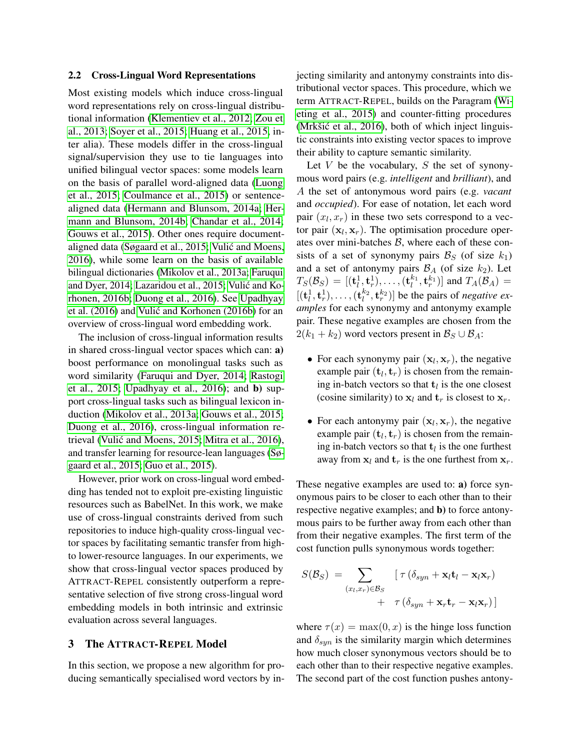### 2.2 Cross-Lingual Word Representations

Most existing models which induce cross-lingual word representations rely on cross-lingual distributional information (Klementiev et al., 2012; Zou et al., 2013; Soyer et al., 2015; Huang et al., 2015, inter alia). These models differ in the cross-lingual signal/supervision they use to tie languages into unified bilingual vector spaces: some models learn on the basis of parallel word-aligned data (Luong et al., 2015; Coulmance et al., 2015) or sentence-aligned data (Hermann and Blunsom, 2014a; Hermann and Blunsom, 2014b; Chandar et al., 2014; Gouws et al., 2015). Other ones require document-aligned data (Søgaard et al., 2015; Vulić and Moens, 2016), while some learn on the basis of available bilingual dictionaries (Mikolov et al., 2013a; Faruqui and Dyer, 2014; Lazaridou et al., 2015; Vulić and Korhonen, 2016b; Duong et al., 2016). See Upadhyay et al. (2016) and Vulić and Korhonen (2016b) for an overview of cross-lingual word embedding work.

The inclusion of cross-lingual information results in shared cross-lingual vector spaces which can: **a)** boost performance on monolingual tasks such as word similarity (Faruqui and Dyer, 2014; Rastogi et al., 2015; Upadhyay et al., 2016); and **b)** support cross-lingual tasks such as bilingual lexicon induction (Mikolov et al., 2013a; Gouws et al., 2015; Duong et al., 2016), cross-lingual information retrieval (Vulić and Moens, 2015; Mitra et al., 2016), and transfer learning for resource-lean languages (Søgaard et al., 2015; Guo et al., 2015).

However, prior work on cross-lingual word embedding has tended not to exploit pre-existing linguistic resources such as BabelNet. In this work, we make use of cross-lingual constraints derived from such repositories to induce high-quality cross-lingual vector spaces by facilitating semantic transfer from high- to lower-resource languages. In our experiments, we show that cross-lingual vector spaces produced by ATTRACT-REPEL consistently outperform a representative selection of five strong cross-lingual word embedding models in both intrinsic and extrinsic evaluation across several languages.

## 3 The ATTRACT-REPEL Model

In this section, we propose a new algorithm for producing semantically specialised word vectors by injecting similarity and antonymy constraints into distributional vector spaces. This procedure, which we term ATTRACT-REPEL, builds on the Paragram (Wieting et al., 2015) and counter-fitting procedures (Mrkšić et al., 2016), both of which inject linguistic constraints into existing vector spaces to improve their ability to capture semantic similarity.

Let $V$ be the vocabulary, $S$ the set of synonymous word pairs (e.g. *intelligent* and *brilliant*), and $A$ the set of antonymous word pairs (e.g. *vacant* and *occupied*). For ease of notation, let each word pair $(x_l, x_r)$ in these two sets correspond to a vector pair $(\mathbf{x}_l, \mathbf{x}_r)$. The optimisation procedure operates over mini-batches $\mathcal{B}$, where each of these consists of a set of synonymy pairs $\mathcal{B}_S$ (of size $k_1$) and a set of antonymy pairs $\mathcal{B}_A$ (of size $k_2$). Let $T_S(\mathcal{B}_S) = [(\mathbf{t}_l^1, \mathbf{t}_r^1), \ldots, (\mathbf{t}_l^{k_1}, \mathbf{t}_r^{k_1})]$ and $T_A(\mathcal{B}_A) = [(\mathbf{t}_l^1, \mathbf{t}_r^1), \ldots, (\mathbf{t}_l^{k_2}, \mathbf{t}_r^{k_2})]$ be the pairs of *negative examples* for each synonymy and antonymy example pair. These negative examples are chosen from the $2(k_1 + k_2)$ word vectors present in $\mathcal{B}_S \cup \mathcal{B}_A$:

- For each synonymy pair $(\mathbf{x}_l, \mathbf{x}_r)$, the negative example pair $(\mathbf{t}_l, \mathbf{t}_r)$ is chosen from the remaining in-batch vectors so that $\mathbf{t}_l$ is the one closest (cosine similarity) to $\mathbf{x}_l$ and $\mathbf{t}_r$ is closest to $\mathbf{x}_r$.
- For each antonymy pair $(\mathbf{x}_l, \mathbf{x}_r)$, the negative example pair $(\mathbf{t}_l, \mathbf{t}_r)$ is chosen from the remaining in-batch vectors so that $\mathbf{t}_l$ is the one furthest away from $\mathbf{x}_l$ and $\mathbf{t}_r$ is the one furthest from $\mathbf{x}_r$.

These negative examples are used to: **a)** force synonymous pairs to be closer to each other than to their respective negative examples; and **b)** to force antonymous pairs to be further away from each other than from their negative examples. The first term of the cost function pulls synonymous words together:

$$S(\mathcal{B}_S) = \sum_{(x_l, x_r) \in \mathcal{B}_S} \left[ \tau\left(\delta_{syn} + \mathbf{x}_l \mathbf{t}_l - \mathbf{x}_l \mathbf{x}_r\right) + \tau\left(\delta_{syn} + \mathbf{x}_r \mathbf{t}_r - \mathbf{x}_l \mathbf{x}_r\right) \right]$$

where $\tau(x) = \max(0, x)$ is the hinge loss function and $\delta_{syn}$ is the similarity margin which determines how much closer synonymous vectors should be to each other than to their respective negative examples. The second part of the cost function pushes antony-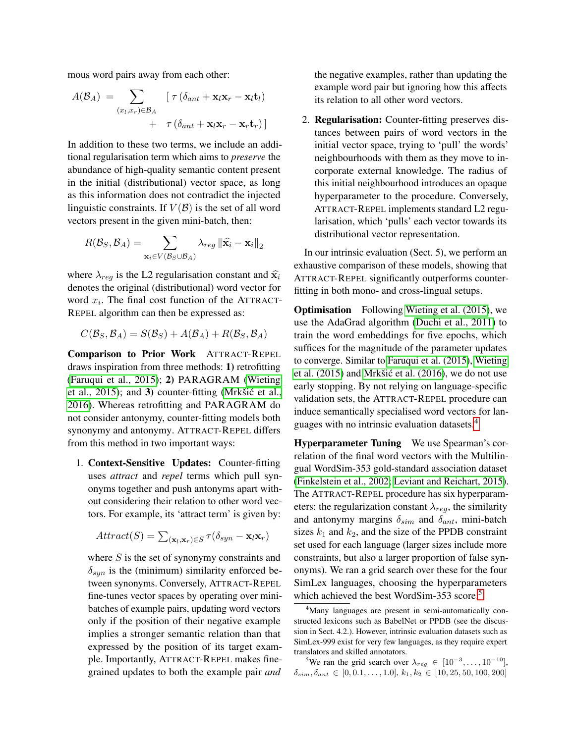mous word pairs away from each other:

$$A(\mathcal{B}_A) = \sum_{(x_l, x_r) \in \mathcal{B}_A} \left[ \tau\left(\delta_{ant} + \mathbf{x}_l \mathbf{x}_r - \mathbf{x}_l \mathbf{t}_l\right) + \tau\left(\delta_{ant} + \mathbf{x}_l \mathbf{x}_r - \mathbf{x}_r \mathbf{t}_r\right) \right]$$

In addition to these two terms, we include an additional regularisation term which aims to *preserve* the abundance of high-quality semantic content present in the initial (distributional) vector space, as long as this information does not contradict the injected linguistic constraints. If $V(\mathcal{B})$ is the set of all word vectors present in the given mini-batch, then:

$$R(\mathcal{B}_S, \mathcal{B}_A) = \sum_{\mathbf{x}_i \in V(\mathcal{B}_S \cup \mathcal{B}_A)} \lambda_{reg} \left\| \widehat{\mathbf{x}_i} - \mathbf{x}_i \right\|_2$$

where $\lambda_{reg}$ is the L2 regularisation constant and $\widehat{\mathbf{x}}_i$ denotes the original (distributional) word vector for word $x_i$. The final cost function of the ATTRACT-REPEL algorithm can then be expressed as:

$$C(\mathcal{B}_S, \mathcal{B}_A) = S(\mathcal{B}_S) + A(\mathcal{B}_A) + R(\mathcal{B}_S, \mathcal{B}_A)$$

**Comparison to Prior Work** ATTRACT-REPEL draws inspiration from three methods: **1)** retrofitting (Faruqui et al., 2015); **2)** PARAGRAM (Wieting et al., 2015); and **3)** counter-fitting (Mrkšić et al., 2016). Whereas retrofitting and PARAGRAM do not consider antonymy, counter-fitting models both synonymy and antonymy. ATTRACT-REPEL differs from this method in two important ways:

1. **Context-Sensitive Updates:** Counter-fitting uses *attract* and *repel* terms which pull synonyms together and push antonyms apart without considering their relation to other word vectors. For example, its 'attract term' is given by:

   $$Attract(S) = \sum_{(\mathbf{x}_l, \mathbf{x}_r) \in S} \tau(\delta_{syn} - \mathbf{x}_l \mathbf{x}_r)$$

   where $S$ is the set of synonymy constraints and $\delta_{syn}$ is the (minimum) similarity enforced between synonyms. Conversely, ATTRACT-REPEL fine-tunes vector spaces by operating over mini-batches of example pairs, updating word vectors only if the position of their negative example implies a stronger semantic relation than that expressed by the position of its target example. Importantly, ATTRACT-REPEL makes fine-grained updates to both the example pair *and* the negative examples, rather than updating the example word pair but ignoring how this affects its relation to all other word vectors.

2. **Regularisation:** Counter-fitting preserves distances between pairs of word vectors in the initial vector space, trying to 'pull' the words' neighbourhoods with them as they move to incorporate external knowledge. The radius of this initial neighbourhood introduces an opaque hyperparameter to the procedure. Conversely, ATTRACT-REPEL implements standard L2 regularisation, which 'pulls' each vector towards its distributional vector representation.

In our intrinsic evaluation (Sect. 5), we perform an exhaustive comparison of these models, showing that ATTRACT-REPEL significantly outperforms counter-fitting in both mono- and cross-lingual setups.

**Optimisation** Following Wieting et al. (2015), we use the AdaGrad algorithm (Duchi et al., 2011) to train the word embeddings for five epochs, which suffices for the magnitude of the parameter updates to converge. Similar to Faruqui et al. (2015), Wieting et al. (2015) and Mrkšić et al. (2016), we do not use early stopping. By not relying on language-specific validation sets, the ATTRACT-REPEL procedure can induce semantically specialised word vectors for languages with no intrinsic evaluation datasets.[4]

**Hyperparameter Tuning** We use Spearman's correlation of the final word vectors with the Multilingual WordSim-353 gold-standard association dataset (Finkelstein et al., 2002; Leviant and Reichart, 2015). The ATTRACT-REPEL procedure has six hyperparameters: the regularization constant $\lambda_{reg}$, the similarity and antonymy margins $\delta_{sim}$ and $\delta_{ant}$, mini-batch sizes $k_1$ and $k_2$, and the size of the PPDB constraint set used for each language (larger sizes include more constraints, but also a larger proportion of false synonyms). We ran a grid search over these for the four SimLex languages, choosing the hyperparameters which achieved the best WordSim-353 score.[5]

[4] Many languages are present in semi-automatically constructed lexicons such as BabelNet or PPDB (see the discussion in Sect. 4.2.). However, intrinsic evaluation datasets such as SimLex-999 exist for very few languages, as they require expert translators and skilled annotators.

[5] We ran the grid search over $\lambda_{reg} \in [10^{-3}, \ldots, 10^{-10}]$, $\delta_{sim}, \delta_{ant} \in [0, 0.1, \ldots, 1.0]$, $k_1, k_2 \in [10, 25, 50, 100, 200]$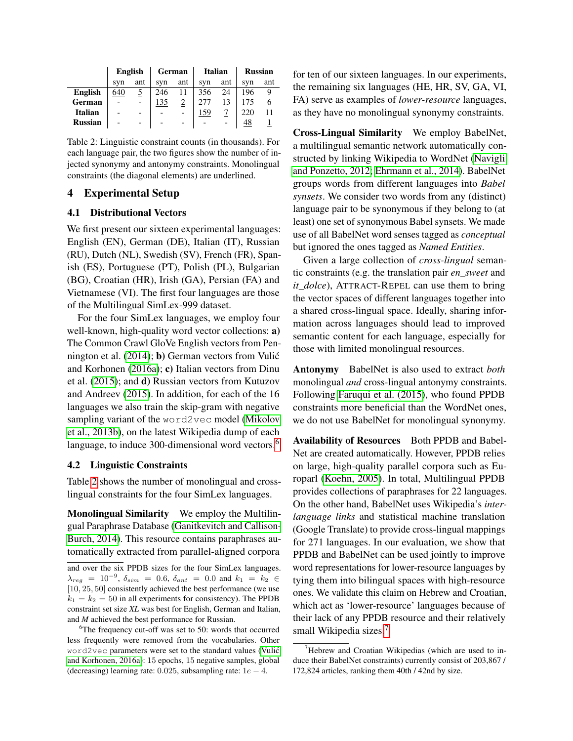|  | English |  | German |  | Italian |  | Russian |  |
|---|---|---|---|---|---|---|---|---|
|  | syn | ant | syn | ant | syn | ant | syn | ant |
| **English** | <u>640</u> | <u>5</u> | 246 | 11 | 356 | 24 | 196 | 9 |
| **German** | - | - | <u>135</u> | <u>2</u> | 277 | 13 | 175 | 6 |
| **Italian** | - | - | - | - | <u>159</u> | <u>7</u> | 220 | 11 |
| **Russian** | - | - | - | - | - | - | <u>48</u> | <u>1</u> |

Table 2: Linguistic constraint counts (in thousands). For each language pair, the two figures show the number of injected synonymy and antonymy constraints. Monolingual constraints (the diagonal elements) are underlined.

## 4 Experimental Setup

### 4.1 Distributional Vectors

We first present our sixteen experimental languages: English (EN), German (DE), Italian (IT), Russian (RU), Dutch (NL), Swedish (SV), French (FR), Spanish (ES), Portuguese (PT), Polish (PL), Bulgarian (BG), Croatian (HR), Irish (GA), Persian (FA) and Vietnamese (VI). The first four languages are those of the Multilingual SimLex-999 dataset.

For the four SimLex languages, we employ four well-known, high-quality word vector collections: **a)** The Common Crawl GloVe English vectors from Pennington et al. (2014); **b)** German vectors from Vulić and Korhonen (2016a); **c)** Italian vectors from Dinu et al. (2015); and **d)** Russian vectors from Kutuzov and Andreev (2015). In addition, for each of the 16 languages we also train the skip-gram with negative sampling variant of the `word2vec` model (Mikolov et al., 2013b), on the latest Wikipedia dump of each language, to induce 300-dimensional word vectors.[6]

### 4.2 Linguistic Constraints

Table 2 shows the number of monolingual and cross-lingual constraints for the four SimLex languages.

**Monolingual Similarity** We employ the Multilingual Paraphrase Database (Ganitkevitch and Callison-Burch, 2014). This resource contains paraphrases automatically extracted from parallel-aligned corpora for ten of our sixteen languages. In our experiments, the remaining six languages (HE, HR, SV, GA, VI, FA) serve as examples of *lower-resource* languages, as they have no monolingual synonymy constraints.

**Cross-Lingual Similarity** We employ BabelNet, a multilingual semantic network automatically constructed by linking Wikipedia to WordNet (Navigli and Ponzetto, 2012; Ehrmann et al., 2014). BabelNet groups words from different languages into *Babel synsets*. We consider two words from any (distinct) language pair to be synonymous if they belong to (at least) one set of synonymous Babel synsets. We made use of all BabelNet word senses tagged as *conceptual* but ignored the ones tagged as *Named Entities*.

Given a large collection of *cross-lingual* semantic constraints (e.g. the translation pair *en_sweet* and *it_dolce*), ATTRACT-REPEL can use them to bring the vector spaces of different languages together into a shared cross-lingual space. Ideally, sharing information across languages should lead to improved semantic content for each language, especially for those with limited monolingual resources.

**Antonymy** BabelNet is also used to extract *both* monolingual *and* cross-lingual antonymy constraints. Following Faruqui et al. (2015), who found PPDB constraints more beneficial than the WordNet ones, we do not use BabelNet for monolingual synonymy.

**Availability of Resources** Both PPDB and BabelNet are created automatically. However, PPDB relies on large, high-quality parallel corpora such as Europarl (Koehn, 2005). In total, Multilingual PPDB provides collections of paraphrases for 22 languages. On the other hand, BabelNet uses Wikipedia's *inter-language links* and statistical machine translation (Google Translate) to provide cross-lingual mappings for 271 languages. In our evaluation, we show that PPDB and BabelNet can be used jointly to improve word representations for lower-resource languages by tying them into bilingual spaces with high-resource ones. We validate this claim on Hebrew and Croatian, which act as 'lower-resource' languages because of their lack of any PPDB resource and their relatively small Wikipedia sizes.[7]

---

and over the six PPDB sizes for the four SimLex languages. $\lambda_{reg} = 10^{-9}$, $\delta_{sim} = 0.6$, $\delta_{ant} = 0.0$ and $k_1 = k_2 \in [10, 25, 50]$ consistently achieved the best performance (we use $k_1 = k_2 = 50$ in all experiments for consistency). The PPDB constraint set size *XL* was best for English, German and Italian, and *M* achieved the best performance for Russian.

[6] The frequency cut-off was set to 50: words that occurred less frequently were removed from the vocabularies. Other `word2vec` parameters were set to the standard values (Vulić and Korhonen, 2016a): 15 epochs, 15 negative samples, global (decreasing) learning rate: 0.025, subsampling rate: $1e-4$.

[7] Hebrew and Croatian Wikipedias (which are used to induce their BabelNet constraints) currently consist of 203,867 / 172,824 articles, ranking them 40th / 42nd by size.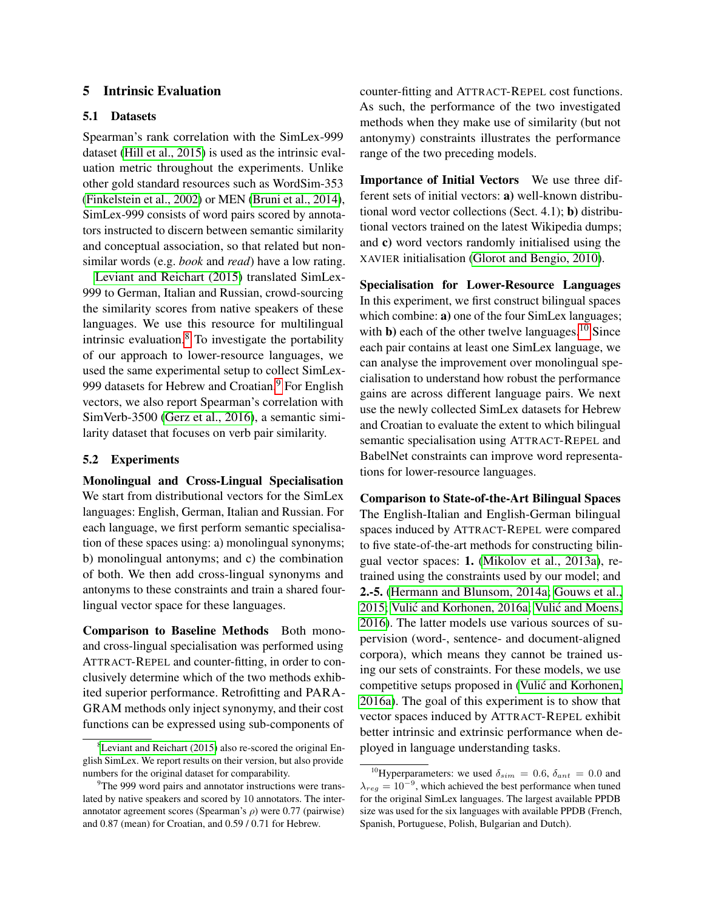## 5 Intrinsic Evaluation

### 5.1 Datasets

Spearman's rank correlation with the SimLex-999 dataset (Hill et al., 2015) is used as the intrinsic evaluation metric throughout the experiments. Unlike other gold standard resources such as WordSim-353 (Finkelstein et al., 2002) or MEN (Bruni et al., 2014), SimLex-999 consists of word pairs scored by annotators instructed to discern between semantic similarity and conceptual association, so that related but non-similar words (e.g. *book* and *read*) have a low rating.

Leviant and Reichart (2015) translated SimLex-999 to German, Italian and Russian, crowd-sourcing the similarity scores from native speakers of these languages. We use this resource for multilingual intrinsic evaluation.[8] To investigate the portability of our approach to lower-resource languages, we used the same experimental setup to collect SimLex-999 datasets for Hebrew and Croatian.[9] For English vectors, we also report Spearman's correlation with SimVerb-3500 (Gerz et al., 2016), a semantic similarity dataset that focuses on verb pair similarity.

### 5.2 Experiments

**Monolingual and Cross-Lingual Specialisation** We start from distributional vectors for the SimLex languages: English, German, Italian and Russian. For each language, we first perform semantic specialisation of these spaces using: a) monolingual synonyms; b) monolingual antonyms; and c) the combination of both. We then add cross-lingual synonyms and antonyms to these constraints and train a shared four-lingual vector space for these languages.

**Comparison to Baseline Methods** Both mono- and cross-lingual specialisation was performed using ATTRACT-REPEL and counter-fitting, in order to conclusively determine which of the two methods exhibited superior performance. Retrofitting and PARAGRAM methods only inject synonymy, and their cost functions can be expressed using sub-components of counter-fitting and ATTRACT-REPEL cost functions. As such, the performance of the two investigated methods when they make use of similarity (but not antonymy) constraints illustrates the performance range of the two preceding models.

**Importance of Initial Vectors** We use three different sets of initial vectors: **a)** well-known distributional word vector collections (Sect. 4.1); **b)** distributional vectors trained on the latest Wikipedia dumps; and **c)** word vectors randomly initialised using the XAVIER initialisation (Glorot and Bengio, 2010).

**Specialisation for Lower-Resource Languages** In this experiment, we first construct bilingual spaces which combine: **a)** one of the four SimLex languages; with **b)** each of the other twelve languages.[10] Since each pair contains at least one SimLex language, we can analyse the improvement over monolingual specialisation to understand how robust the performance gains are across different language pairs. We next use the newly collected SimLex datasets for Hebrew and Croatian to evaluate the extent to which bilingual semantic specialisation using ATTRACT-REPEL and BabelNet constraints can improve word representations for lower-resource languages.

**Comparison to State-of-the-Art Bilingual Spaces** The English-Italian and English-German bilingual spaces induced by ATTRACT-REPEL were compared to five state-of-the-art methods for constructing bilingual vector spaces: **1.** (Mikolov et al., 2013a), re-trained using the constraints used by our model; and **2.-5.** (Hermann and Blunsom, 2014a; Gouws et al., 2015; Vulić and Korhonen, 2016a; Vulić and Moens, 2016). The latter models use various sources of supervision (word-, sentence- and document-aligned corpora), which means they cannot be trained using our sets of constraints. For these models, we use competitive setups proposed in (Vulić and Korhonen, 2016a). The goal of this experiment is to show that vector spaces induced by ATTRACT-REPEL exhibit better intrinsic and extrinsic performance when deployed in language understanding tasks.

---

[8] Leviant and Reichart (2015) also re-scored the original English SimLex. We report results on their version, but also provide numbers for the original dataset for comparability.

[9] The 999 word pairs and annotator instructions were translated by native speakers and scored by 10 annotators. The inter-annotator agreement scores (Spearman's $\rho$) were 0.77 (pairwise) and 0.87 (mean) for Croatian, and 0.59 / 0.71 for Hebrew.

[10] Hyperparameters: we used $\delta_{sim} = 0.6$, $\delta_{ant} = 0.0$ and $\lambda_{reg} = 10^{-9}$, which achieved the best performance when tuned for the original SimLex languages. The largest available PPDB size was used for the six languages with available PPDB (French, Spanish, Portuguese, Polish, Bulgarian and Dutch).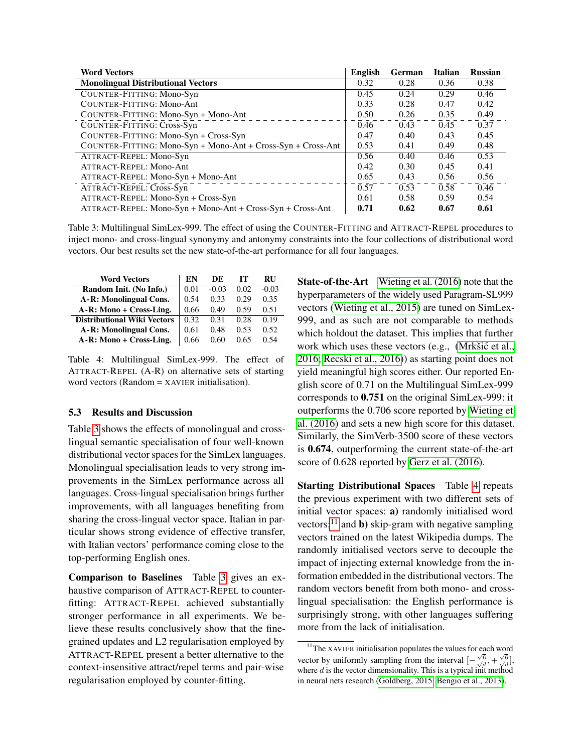| Word Vectors | English | German | Italian | Russian |
|---|---|---|---|---|
| **Monolingual Distributional Vectors** | 0.32 | 0.28 | 0.36 | 0.38 |
| COUNTER-FITTING: Mono-Syn | 0.45 | 0.24 | 0.29 | 0.46 |
| COUNTER-FITTING: Mono-Ant | 0.33 | 0.28 | 0.47 | 0.42 |
| COUNTER-FITTING: Mono-Syn + Mono-Ant | 0.50 | 0.26 | 0.35 | 0.49 |
| COUNTER-FITTING: Cross-Syn | 0.46 | 0.43 | 0.45 | 0.37 |
| COUNTER-FITTING: Mono-Syn + Cross-Syn | 0.47 | 0.40 | 0.43 | 0.45 |
| COUNTER-FITTING: Mono-Syn + Mono-Ant + Cross-Syn + Cross-Ant | 0.53 | 0.41 | 0.49 | 0.48 |
| ATTRACT-REPEL: Mono-Syn | 0.56 | 0.40 | 0.46 | 0.53 |
| ATTRACT-REPEL: Mono-Ant | 0.42 | 0.30 | 0.45 | 0.41 |
| ATTRACT-REPEL: Mono-Syn + Mono-Ant | 0.65 | 0.43 | 0.56 | 0.56 |
| ATTRACT-REPEL: Cross-Syn | 0.57 | 0.53 | 0.58 | 0.46 |
| ATTRACT-REPEL: Mono-Syn + Cross-Syn | 0.61 | 0.58 | 0.59 | 0.54 |
| ATTRACT-REPEL: Mono-Syn + Mono-Ant + Cross-Syn + Cross-Ant | **0.71** | **0.62** | **0.67** | **0.61** |

Table 3: Multilingual SimLex-999. The effect of using the COUNTER-FITTING and ATTRACT-REPEL procedures to inject mono- and cross-lingual synonymy and antonymy constraints into the four collections of distributional word vectors. Our best results set the new state-of-the-art performance for all four languages.

| Word Vectors | EN | DE | IT | RU |
|---|---|---|---|---|
| **Random Init. (No Info.)** | 0.01 | -0.03 | 0.02 | -0.03 |
| **A-R: Monolingual Cons.** | 0.54 | 0.33 | 0.29 | 0.35 |
| **A-R: Mono + Cross-Ling.** | 0.66 | 0.49 | 0.59 | 0.51 |
| **Distributional Wiki Vectors** | 0.32 | 0.31 | 0.28 | 0.19 |
| **A-R: Monolingual Cons.** | 0.61 | 0.48 | 0.53 | 0.52 |
| **A-R: Mono + Cross-Ling.** | 0.66 | 0.60 | 0.65 | 0.54 |

Table 4: Multilingual SimLex-999. The effect of ATTRACT-REPEL (A-R) on alternative sets of starting word vectors (Random = XAVIER initialisation).

### 5.3 Results and Discussion

Table 3 shows the effects of monolingual and cross-lingual semantic specialisation of four well-known distributional vector spaces for the SimLex languages. Monolingual specialisation leads to very strong improvements in the SimLex performance across all languages. Cross-lingual specialisation brings further improvements, with all languages benefiting from sharing the cross-lingual vector space. Italian in particular shows strong evidence of effective transfer, with Italian vectors' performance coming close to the top-performing English ones.

**Comparison to Baselines** Table 3 gives an exhaustive comparison of ATTRACT-REPEL to counter-fitting: ATTRACT-REPEL achieved substantially stronger performance in all experiments. We believe these results conclusively show that the fine-grained updates and L2 regularisation employed by ATTRACT-REPEL present a better alternative to the context-insensitive attract/repel terms and pair-wise regularisation employed by counter-fitting.

**State-of-the-Art** Wieting et al. (2016) note that the hyperparameters of the widely used Paragram-SL999 vectors (Wieting et al., 2015) are tuned on SimLex-999, and as such are not comparable to methods which holdout the dataset. This implies that further work which uses these vectors (e.g., (Mrkšić et al., 2016; Recski et al., 2016)) as starting point does not yield meaningful high scores either. Our reported English score of 0.71 on the Multilingual SimLex-999 corresponds to **0.751** on the original SimLex-999: it outperforms the 0.706 score reported by Wieting et al. (2016) and sets a new high score for this dataset. Similarly, the SimVerb-3500 score of these vectors is **0.674**, outperforming the current state-of-the-art score of 0.628 reported by Gerz et al. (2016).

**Starting Distributional Spaces** Table 4 repeats the previous experiment with two different sets of initial vector spaces: **a)** randomly initialised word vectors;[11] and **b)** skip-gram with negative sampling vectors trained on the latest Wikipedia dumps. The randomly initialised vectors serve to decouple the impact of injecting external knowledge from the information embedded in the distributional vectors. The random vectors benefit from both mono- and cross-lingual specialisation: the English performance is surprisingly strong, with other languages suffering more from the lack of initialisation.

[11] The XAVIER initialisation populates the values for each word vector by uniformly sampling from the interval $[-\frac{\sqrt{6}}{\sqrt{d}}, +\frac{\sqrt{6}}{\sqrt{d}}]$, where $d$ is the vector dimensionality. This is a typical init method in neural nets research (Goldberg, 2015; Bengio et al., 2013).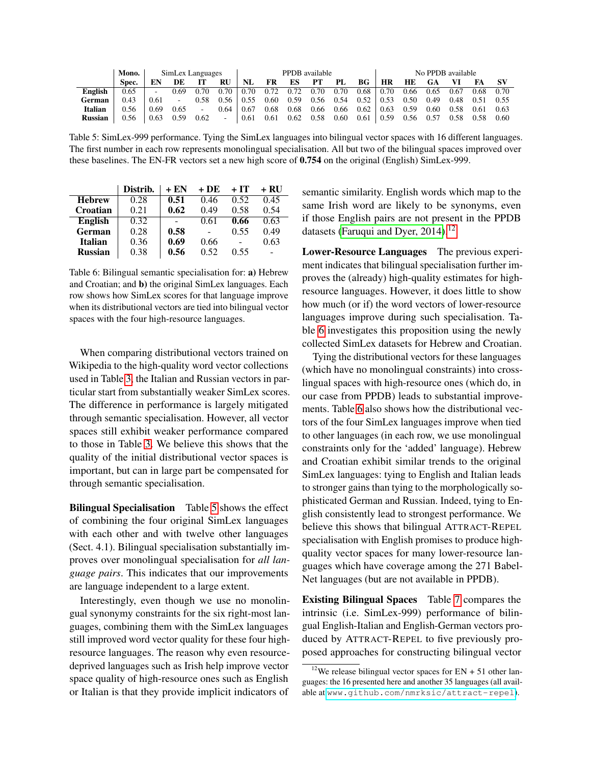| | Mono. | SimLex Languages | | | | PPDB available | | | | | | No PPDB available | | | | | |
|---|---|---|---|---|---|---|---|---|---|---|---|---|---|---|---|---|---|
| | **Spec.** | **EN** | **DE** | **IT** | **RU** | **NL** | **FR** | **ES** | **PT** | **PL** | **BG** | **HR** | **HE** | **GA** | **VI** | **FA** | **SV** |
| **English** | 0.65 | - | 0.69 | 0.70 | 0.70 | 0.70 | 0.72 | 0.72 | 0.70 | 0.70 | 0.68 | 0.70 | 0.66 | 0.65 | 0.67 | 0.68 | 0.70 |
| **German** | 0.43 | 0.61 | - | 0.58 | 0.56 | 0.55 | 0.60 | 0.59 | 0.56 | 0.54 | 0.52 | 0.53 | 0.50 | 0.49 | 0.48 | 0.51 | 0.55 |
| **Italian** | 0.56 | 0.69 | 0.65 | - | 0.64 | 0.67 | 0.68 | 0.68 | 0.66 | 0.66 | 0.62 | 0.63 | 0.59 | 0.60 | 0.58 | 0.61 | 0.63 |
| **Russian** | 0.56 | 0.63 | 0.59 | 0.62 | - | 0.61 | 0.61 | 0.62 | 0.58 | 0.60 | 0.61 | 0.59 | 0.56 | 0.57 | 0.58 | 0.58 | 0.60 |

Table 5: SimLex-999 performance. Tying the SimLex languages into bilingual vector spaces with 16 different languages. The first number in each row represents monolingual specialisation. All but two of the bilingual spaces improved over these baselines. The EN-FR vectors set a new high score of **0.754** on the original (English) SimLex-999.

| | Distrib. | + EN | + DE | + IT | + RU |
|---|---|---|---|---|---|
| **Hebrew** | 0.28 | **0.51** | 0.46 | 0.52 | 0.45 |
| **Croatian** | 0.21 | **0.62** | 0.49 | 0.58 | 0.54 |
| **English** | 0.32 | - | 0.61 | **0.66** | 0.63 |
| **German** | 0.28 | **0.58** | - | 0.55 | 0.49 |
| **Italian** | 0.36 | **0.69** | 0.66 | - | 0.63 |
| **Russian** | 0.38 | **0.56** | 0.52 | 0.55 | - |

Table 6: Bilingual semantic specialisation for: **a)** Hebrew and Croatian; and **b)** the original SimLex languages. Each row shows how SimLex scores for that language improve when its distributional vectors are tied into bilingual vector spaces with the four high-resource languages.

When comparing distributional vectors trained on Wikipedia to the high-quality word vector collections used in Table 3, the Italian and Russian vectors in particular start from substantially weaker SimLex scores. The difference in performance is largely mitigated through semantic specialisation. However, all vector spaces still exhibit weaker performance compared to those in Table 3. We believe this shows that the quality of the initial distributional vector spaces is important, but can in large part be compensated for through semantic specialisation.

**Bilingual Specialisation** Table 5 shows the effect of combining the four original SimLex languages with each other and with twelve other languages (Sect. 4.1). Bilingual specialisation substantially improves over monolingual specialisation for *all language pairs*. This indicates that our improvements are language independent to a large extent.

Interestingly, even though we use no monolingual synonymy constraints for the six right-most languages, combining them with the SimLex languages still improved word vector quality for these four high-resource languages. The reason why even resource-deprived languages such as Irish help improve vector space quality of high-resource ones such as English or Italian is that they provide implicit indicators of semantic similarity. English words which map to the same Irish word are likely to be synonyms, even if those English pairs are not present in the PPDB datasets (Faruqui and Dyer, 2014).[12]

**Lower-Resource Languages** The previous experiment indicates that bilingual specialisation further improves the (already) high-quality estimates for high-resource languages. However, it does little to show how much (or if) the word vectors of lower-resource languages improve during such specialisation. Table 6 investigates this proposition using the newly collected SimLex datasets for Hebrew and Croatian.

Tying the distributional vectors for these languages (which have no monolingual constraints) into cross-lingual spaces with high-resource ones (which do, in our case from PPDB) leads to substantial improvements. Table 6 also shows how the distributional vectors of the four SimLex languages improve when tied to other languages (in each row, we use monolingual constraints only for the 'added' language). Hebrew and Croatian exhibit similar trends to the original SimLex languages: tying to English and Italian leads to stronger gains than tying to the morphologically sophisticated German and Russian. Indeed, tying to English consistently lead to strongest performance. We believe this shows that bilingual ATTRACT-REPEL specialisation with English promises to produce high-quality vector spaces for many lower-resource languages which have coverage among the 271 BabelNet languages (but are not available in PPDB).

**Existing Bilingual Spaces** Table 7 compares the intrinsic (i.e. SimLex-999) performance of bilingual English-Italian and English-German vectors produced by ATTRACT-REPEL to five previously proposed approaches for constructing bilingual vector

[12]We release bilingual vector spaces for EN + 51 other languages: the 16 presented here and another 35 languages (all available at www.github.com/nmrksic/attract-repel).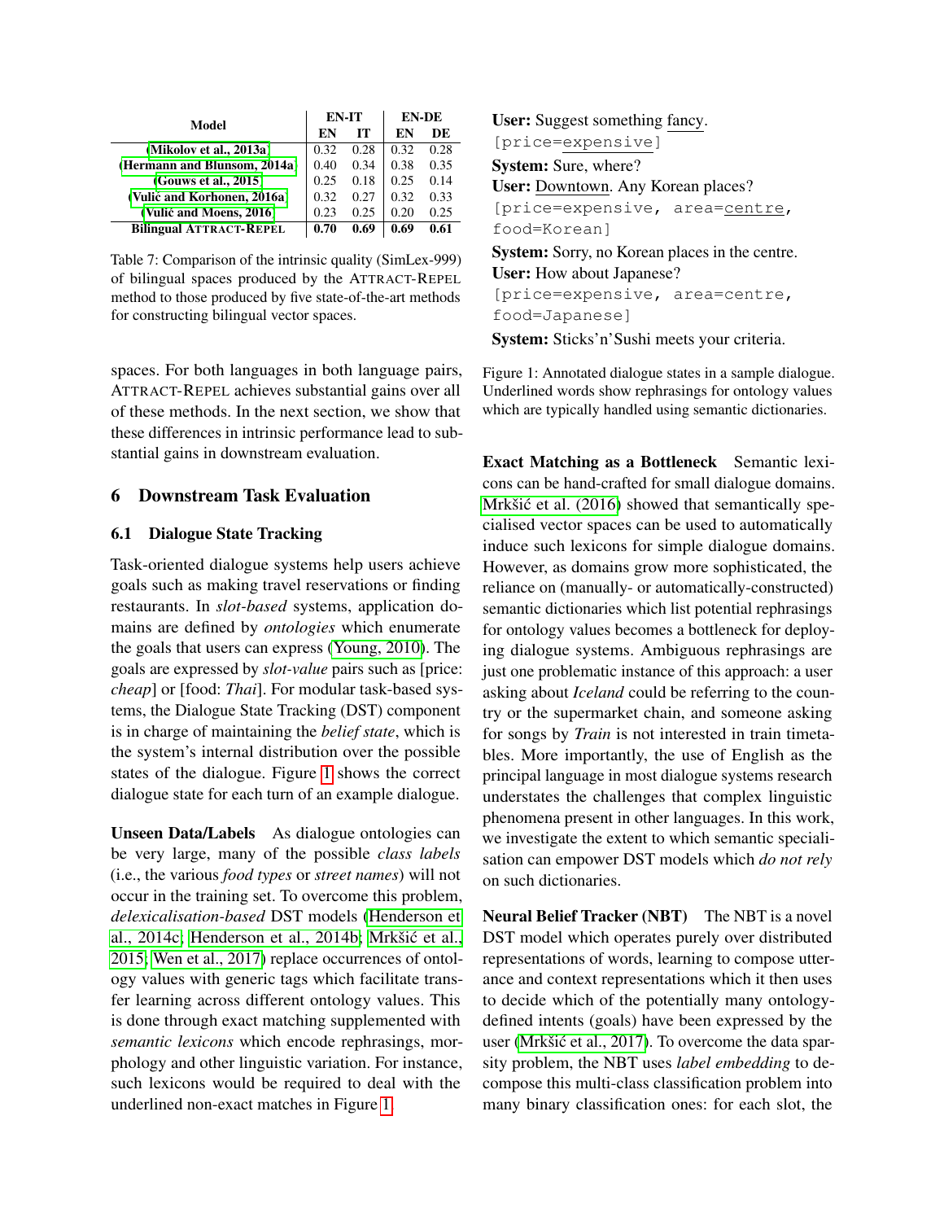| Model | EN-IT | | EN-DE | |
|---|---|---|---|---|
| | EN | IT | EN | DE |
| (Mikolov et al., 2013a) | 0.32 | 0.28 | 0.32 | 0.28 |
| (Hermann and Blunsom, 2014a) | 0.40 | 0.34 | 0.38 | 0.35 |
| (Gouws et al., 2015) | 0.25 | 0.18 | 0.25 | 0.14 |
| (Vulić and Korhonen, 2016a) | 0.32 | 0.27 | 0.32 | 0.33 |
| (Vulić and Moens, 2016) | 0.23 | 0.25 | 0.20 | 0.25 |
| **Bilingual ATTRACT-REPEL** | **0.70** | **0.69** | **0.69** | **0.61** |

Table 7: Comparison of the intrinsic quality (SimLex-999) of bilingual spaces produced by the ATTRACT-REPEL method to those produced by five state-of-the-art methods for constructing bilingual vector spaces.

spaces. For both languages in both language pairs, ATTRACT-REPEL achieves substantial gains over all of these methods. In the next section, we show that these differences in intrinsic performance lead to substantial gains in downstream evaluation.

## 6 Downstream Task Evaluation

### 6.1 Dialogue State Tracking

Task-oriented dialogue systems help users achieve goals such as making travel reservations or finding restaurants. In *slot-based* systems, application domains are defined by *ontologies* which enumerate the goals that users can express (Young, 2010). The goals are expressed by *slot-value* pairs such as [price: *cheap*] or [food: *Thai*]. For modular task-based systems, the Dialogue State Tracking (DST) component is in charge of maintaining the *belief state*, which is the system's internal distribution over the possible states of the dialogue. Figure 1 shows the correct dialogue state for each turn of an example dialogue.

**Unseen Data/Labels** As dialogue ontologies can be very large, many of the possible *class labels* (i.e., the various *food types* or *street names*) will not occur in the training set. To overcome this problem, *delexicalisation-based* DST models (Henderson et al., 2014c; Henderson et al., 2014b; Mrkšić et al., 2015; Wen et al., 2017) replace occurrences of ontology values with generic tags which facilitate transfer learning across different ontology values. This is done through exact matching supplemented with *semantic lexicons* which encode rephrasings, morphology and other linguistic variation. For instance, such lexicons would be required to deal with the underlined non-exact matches in Figure 1.

**User:** Suggest something <u>fancy</u>.
`[price=expensive]`
**System:** Sure, where?
**User:** <u>Downtown</u>. Any Korean places?
`[price=expensive, area=centre, food=Korean]`
**System:** Sorry, no Korean places in the centre.
**User:** How about Japanese?
`[price=expensive, area=centre, food=Japanese]`
**System:** Sticks'n'Sushi meets your criteria.

Figure 1: Annotated dialogue states in a sample dialogue. Underlined words show rephrasings for ontology values which are typically handled using semantic dictionaries.

**Exact Matching as a Bottleneck** Semantic lexicons can be hand-crafted for small dialogue domains. Mrkšić et al. (2016) showed that semantically specialised vector spaces can be used to automatically induce such lexicons for simple dialogue domains. However, as domains grow more sophisticated, the reliance on (manually- or automatically-constructed) semantic dictionaries which list potential rephrasings for ontology values becomes a bottleneck for deploying dialogue systems. Ambiguous rephrasings are just one problematic instance of this approach: a user asking about *Iceland* could be referring to the country or the supermarket chain, and someone asking for songs by *Train* is not interested in train timetables. More importantly, the use of English as the principal language in most dialogue systems research understates the challenges that complex linguistic phenomena present in other languages. In this work, we investigate the extent to which semantic specialisation can empower DST models which *do not rely* on such dictionaries.

**Neural Belief Tracker (NBT)** The NBT is a novel DST model which operates purely over distributed representations of words, learning to compose utterance and context representations which it then uses to decide which of the potentially many ontology-defined intents (goals) have been expressed by the user (Mrkšić et al., 2017). To overcome the data sparsity problem, the NBT uses *label embedding* to decompose this multi-class classification problem into many binary classification ones: for each slot, the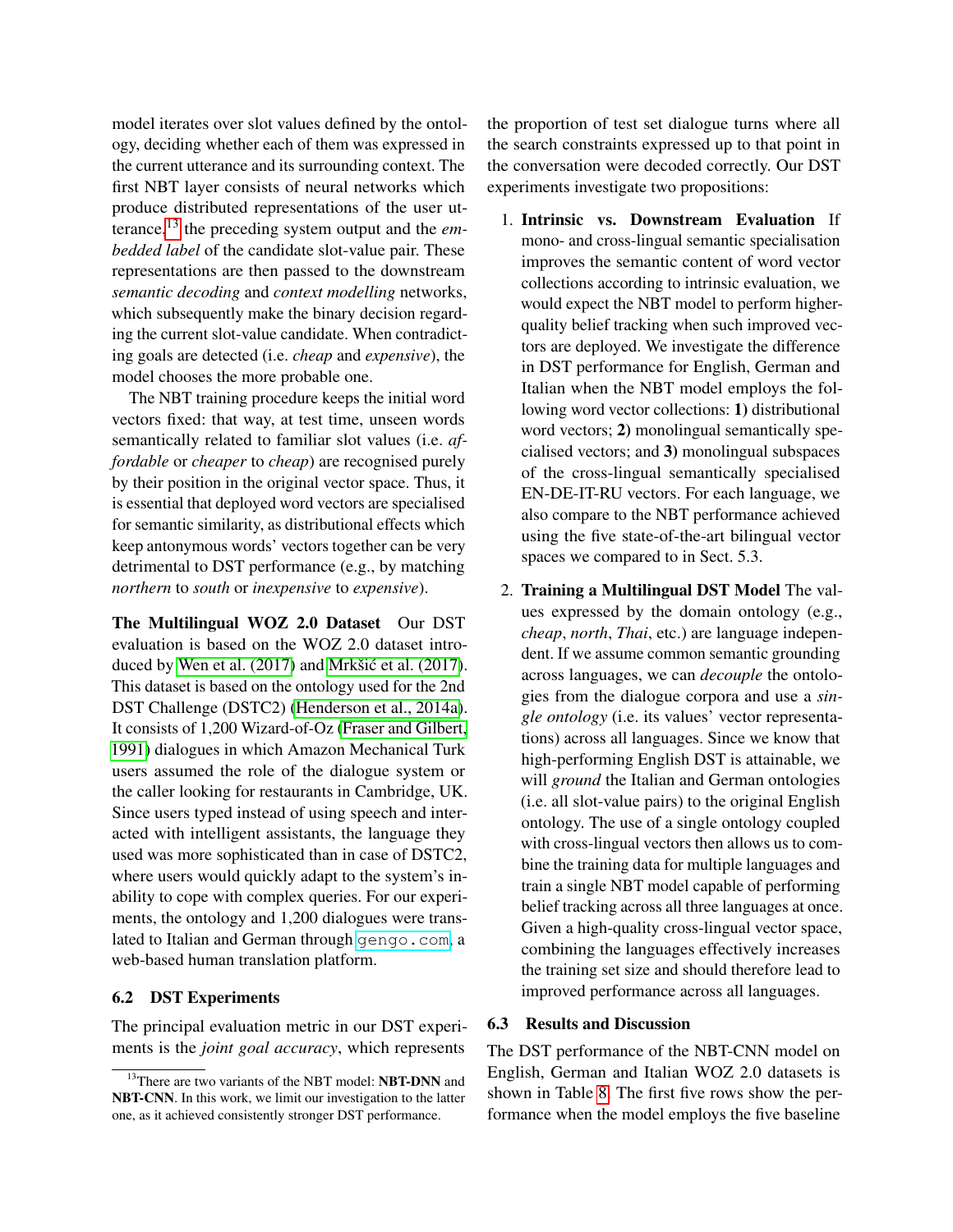model iterates over slot values defined by the ontology, deciding whether each of them was expressed in the current utterance and its surrounding context. The first NBT layer consists of neural networks which produce distributed representations of the user utterance,[13] the preceding system output and the *embedded label* of the candidate slot-value pair. These representations are then passed to the downstream *semantic decoding* and *context modelling* networks, which subsequently make the binary decision regarding the current slot-value candidate. When contradicting goals are detected (i.e. *cheap* and *expensive*), the model chooses the more probable one.

The NBT training procedure keeps the initial word vectors fixed: that way, at test time, unseen words semantically related to familiar slot values (i.e. *affordable* or *cheaper* to *cheap*) are recognised purely by their position in the original vector space. Thus, it is essential that deployed word vectors are specialised for semantic similarity, as distributional effects which keep antonymous words' vectors together can be very detrimental to DST performance (e.g., by matching *northern* to *south* or *inexpensive* to *expensive*).

**The Multilingual WOZ 2.0 Dataset** Our DST evaluation is based on the WOZ 2.0 dataset introduced by Wen et al. (2017) and Mrkšić et al. (2017). This dataset is based on the ontology used for the 2nd DST Challenge (DSTC2) (Henderson et al., 2014a). It consists of 1,200 Wizard-of-Oz (Fraser and Gilbert, 1991) dialogues in which Amazon Mechanical Turk users assumed the role of the dialogue system or the caller looking for restaurants in Cambridge, UK. Since users typed instead of using speech and interacted with intelligent assistants, the language they used was more sophisticated than in case of DSTC2, where users would quickly adapt to the system's inability to cope with complex queries. For our experiments, the ontology and 1,200 dialogues were translated to Italian and German through `gengo.com`, a web-based human translation platform.

### 6.2 DST Experiments

The principal evaluation metric in our DST experiments is the *joint goal accuracy*, which represents the proportion of test set dialogue turns where all the search constraints expressed up to that point in the conversation were decoded correctly. Our DST experiments investigate two propositions:

1. **Intrinsic vs. Downstream Evaluation** If mono- and cross-lingual semantic specialisation improves the semantic content of word vector collections according to intrinsic evaluation, we would expect the NBT model to perform higher-quality belief tracking when such improved vectors are deployed. We investigate the difference in DST performance for English, German and Italian when the NBT model employs the following word vector collections: **1)** distributional word vectors; **2)** monolingual semantically specialised vectors; and **3)** monolingual subspaces of the cross-lingual semantically specialised EN-DE-IT-RU vectors. For each language, we also compare to the NBT performance achieved using the five state-of-the-art bilingual vector spaces we compared to in Sect. 5.3.

2. **Training a Multilingual DST Model** The values expressed by the domain ontology (e.g., *cheap*, *north*, *Thai*, etc.) are language independent. If we assume common semantic grounding across languages, we can *decouple* the ontologies from the dialogue corpora and use a *single ontology* (i.e. its values' vector representations) across all languages. Since we know that high-performing English DST is attainable, we will *ground* the Italian and German ontologies (i.e. all slot-value pairs) to the original English ontology. The use of a single ontology coupled with cross-lingual vectors then allows us to combine the training data for multiple languages and train a single NBT model capable of performing belief tracking across all three languages at once. Given a high-quality cross-lingual vector space, combining the languages effectively increases the training set size and should therefore lead to improved performance across all languages.

### 6.3 Results and Discussion

The DST performance of the NBT-CNN model on English, German and Italian WOZ 2.0 datasets is shown in Table 8. The first five rows show the performance when the model employs the five baseline

[13] There are two variants of the NBT model: **NBT-DNN** and **NBT-CNN**. In this work, we limit our investigation to the latter one, as it achieved consistently stronger DST performance.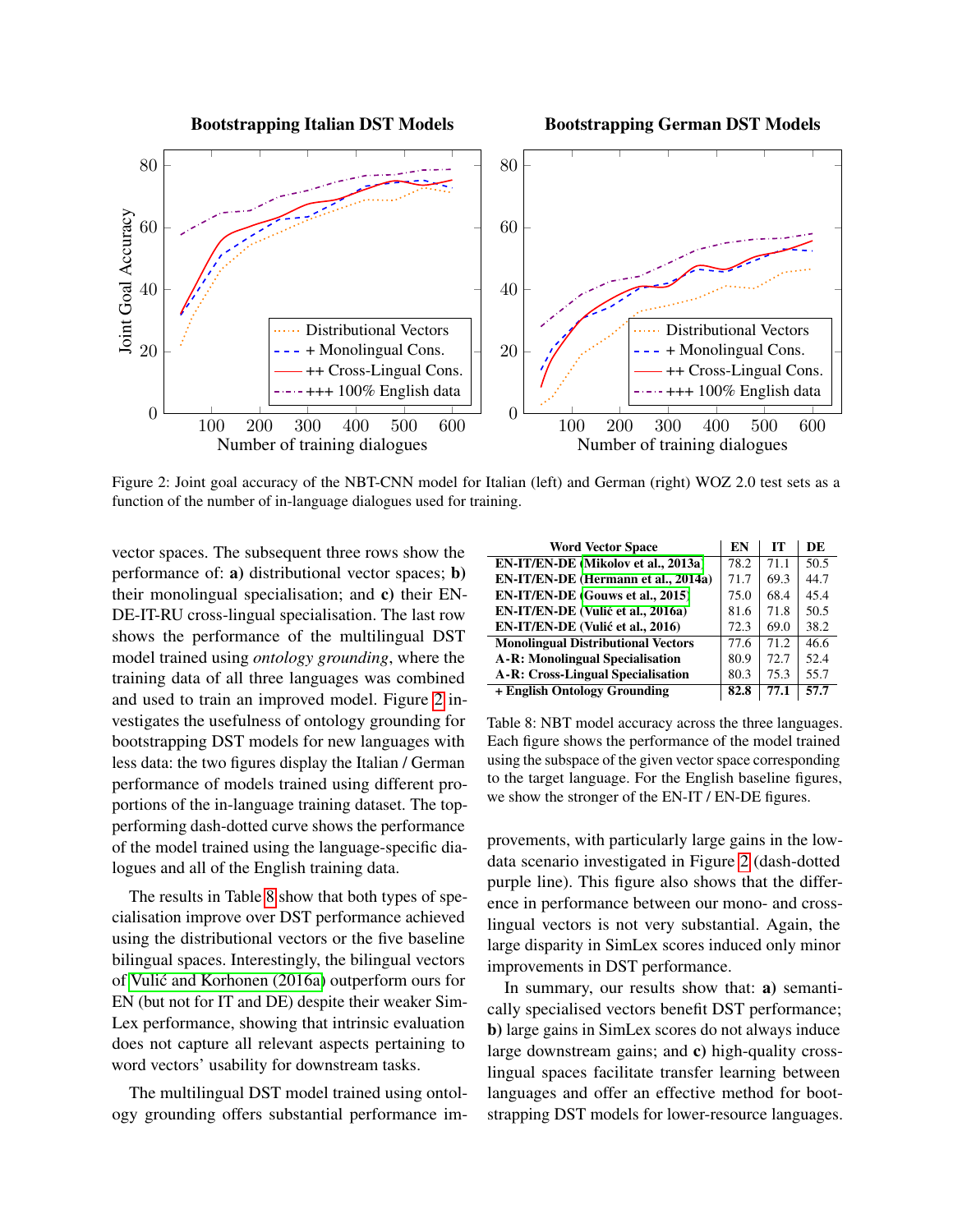Figure 2: Joint goal accuracy of the NBT-CNN model for Italian (left) and German (right) WOZ 2.0 test sets as a function of the number of in-language dialogues used for training.

vector spaces. The subsequent three rows show the performance of: **a)** distributional vector spaces; **b)** their monolingual specialisation; and **c)** their EN-DE-IT-RU cross-lingual specialisation. The last row shows the performance of the multilingual DST model trained using *ontology grounding*, where the training data of all three languages was combined and used to train an improved model. Figure 2 investigates the usefulness of ontology grounding for bootstrapping DST models for new languages with less data: the two figures display the Italian / German performance of models trained using different proportions of the in-language training dataset. The top-performing dash-dotted curve shows the performance of the model trained using the language-specific dialogues and all of the English training data.

The results in Table 8 show that both types of specialisation improve over DST performance achieved using the distributional vectors or the five baseline bilingual spaces. Interestingly, the bilingual vectors of Vulić and Korhonen (2016a) outperform ours for EN (but not for IT and DE) despite their weaker SimLex performance, showing that intrinsic evaluation does not capture all relevant aspects pertaining to word vectors' usability for downstream tasks.

The multilingual DST model trained using ontology grounding offers substantial performance improvements, with particularly large gains in the low-data scenario investigated in Figure 2 (dash-dotted purple line). This figure also shows that the difference in performance between our mono- and cross-lingual vectors is not very substantial. Again, the large disparity in SimLex scores induced only minor improvements in DST performance.

| Word Vector Space | EN | IT | DE |
|---|---|---|---|
| EN-IT/EN-DE (Mikolov et al., 2013a) | 78.2 | 71.1 | 50.5 |
| EN-IT/EN-DE (Hermann et al., 2014a) | 71.7 | 69.3 | 44.7 |
| EN-IT/EN-DE (Gouws et al., 2015) | 75.0 | 68.4 | 45.4 |
| EN-IT/EN-DE (Vulić et al., 2016a) | 81.6 | 71.8 | 50.5 |
| EN-IT/EN-DE (Vulić et al., 2016) | 72.3 | 69.0 | 38.2 |
| Monolingual Distributional Vectors | 77.6 | 71.2 | 46.6 |
| A-R: Monolingual Specialisation | 80.9 | 72.7 | 52.4 |
| A-R: Cross-Lingual Specialisation | 80.3 | 75.3 | 55.7 |
| + English Ontology Grounding | **82.8** | **77.1** | **57.7** |

Table 8: NBT model accuracy across the three languages. Each figure shows the performance of the model trained using the subspace of the given vector space corresponding to the target language. For the English baseline figures, we show the stronger of the EN-IT / EN-DE figures.

In summary, our results show that: **a)** semantically specialised vectors benefit DST performance; **b)** large gains in SimLex scores do not always induce large downstream gains; and **c)** high-quality cross-lingual spaces facilitate transfer learning between languages and offer an effective method for bootstrapping DST models for lower-resource languages.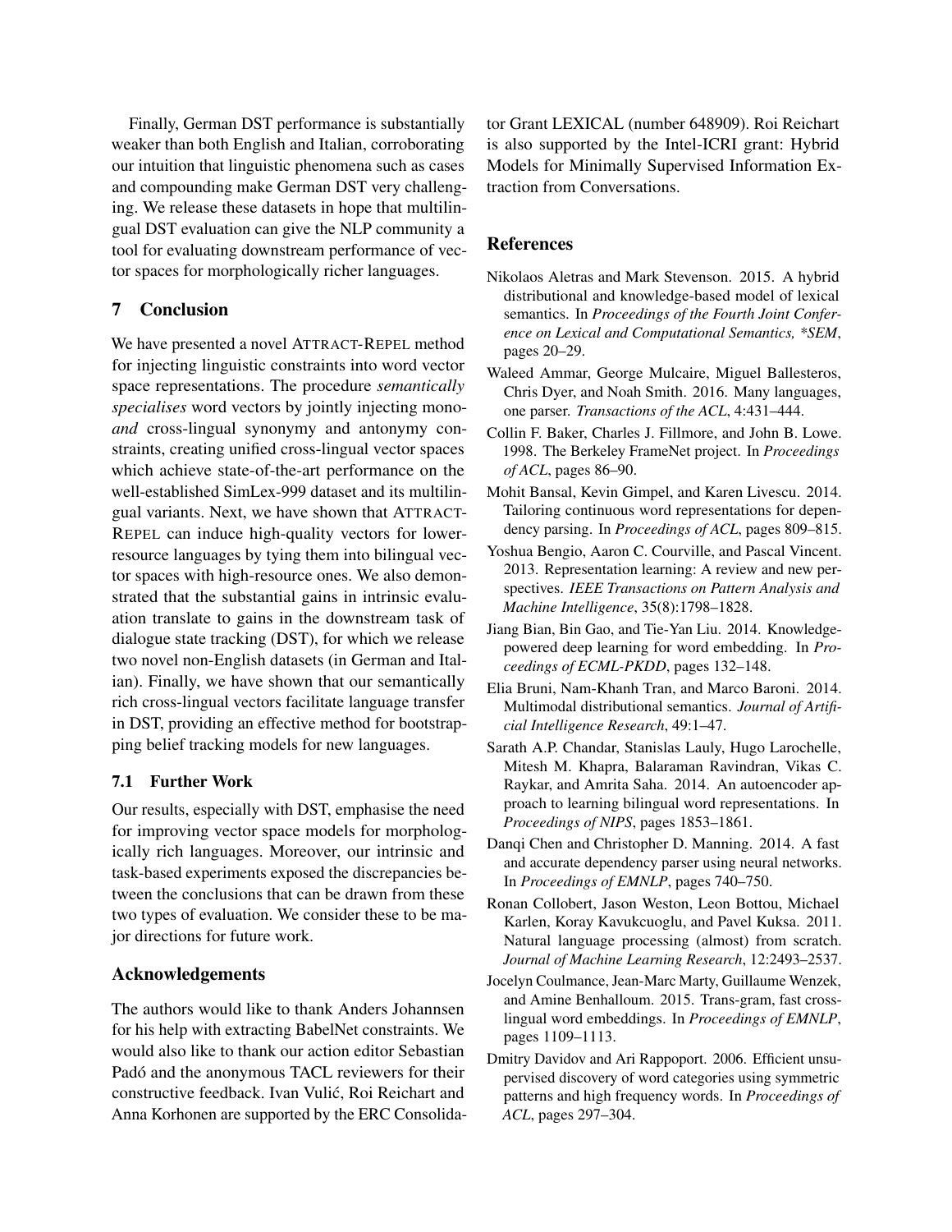Finally, German DST performance is substantially weaker than both English and Italian, corroborating our intuition that linguistic phenomena such as cases and compounding make German DST very challenging. We release these datasets in hope that multilingual DST evaluation can give the NLP community a tool for evaluating downstream performance of vector spaces for morphologically richer languages.

## 7 Conclusion

We have presented a novel ATTRACT-REPEL method for injecting linguistic constraints into word vector space representations. The procedure *semantically specialises* word vectors by jointly injecting mono- *and* cross-lingual synonymy and antonymy constraints, creating unified cross-lingual vector spaces which achieve state-of-the-art performance on the well-established SimLex-999 dataset and its multilingual variants. Next, we have shown that ATTRACT-REPEL can induce high-quality vectors for lower-resource languages by tying them into bilingual vector spaces with high-resource ones. We also demonstrated that the substantial gains in intrinsic evaluation translate to gains in the downstream task of dialogue state tracking (DST), for which we release two novel non-English datasets (in German and Italian). Finally, we have shown that our semantically rich cross-lingual vectors facilitate language transfer in DST, providing an effective method for bootstrapping belief tracking models for new languages.

### 7.1 Further Work

Our results, especially with DST, emphasise the need for improving vector space models for morphologically rich languages. Moreover, our intrinsic and task-based experiments exposed the discrepancies between the conclusions that can be drawn from these two types of evaluation. We consider these to be major directions for future work.

## Acknowledgements

The authors would like to thank Anders Johannsen for his help with extracting BabelNet constraints. We would also like to thank our action editor Sebastian Padó and the anonymous TACL reviewers for their constructive feedback. Ivan Vulić, Roi Reichart and Anna Korhonen are supported by the ERC Consolidator Grant LEXICAL (number 648909). Roi Reichart is also supported by the Intel-ICRI grant: Hybrid Models for Minimally Supervised Information Extraction from Conversations.

## References

Nikolaos Aletras and Mark Stevenson. 2015. A hybrid distributional and knowledge-based model of lexical semantics. In *Proceedings of the Fourth Joint Conference on Lexical and Computational Semantics, *SEM*, pages 20–29.

Waleed Ammar, George Mulcaire, Miguel Ballesteros, Chris Dyer, and Noah Smith. 2016. Many languages, one parser. *Transactions of the ACL*, 4:431–444.

Collin F. Baker, Charles J. Fillmore, and John B. Lowe. 1998. The Berkeley FrameNet project. In *Proceedings of ACL*, pages 86–90.

Mohit Bansal, Kevin Gimpel, and Karen Livescu. 2014. Tailoring continuous word representations for dependency parsing. In *Proceedings of ACL*, pages 809–815.

Yoshua Bengio, Aaron C. Courville, and Pascal Vincent. 2013. Representation learning: A review and new perspectives. *IEEE Transactions on Pattern Analysis and Machine Intelligence*, 35(8):1798–1828.

Jiang Bian, Bin Gao, and Tie-Yan Liu. 2014. Knowledge-powered deep learning for word embedding. In *Proceedings of ECML-PKDD*, pages 132–148.

Elia Bruni, Nam-Khanh Tran, and Marco Baroni. 2014. Multimodal distributional semantics. *Journal of Artificial Intelligence Research*, 49:1–47.

Sarath A.P. Chandar, Stanislas Lauly, Hugo Larochelle, Mitesh M. Khapra, Balaraman Ravindran, Vikas C. Raykar, and Amrita Saha. 2014. An autoencoder approach to learning bilingual word representations. In *Proceedings of NIPS*, pages 1853–1861.

Danqi Chen and Christopher D. Manning. 2014. A fast and accurate dependency parser using neural networks. In *Proceedings of EMNLP*, pages 740–750.

Ronan Collobert, Jason Weston, Leon Bottou, Michael Karlen, Koray Kavukcuoglu, and Pavel Kuksa. 2011. Natural language processing (almost) from scratch. *Journal of Machine Learning Research*, 12:2493–2537.

Jocelyn Coulmance, Jean-Marc Marty, Guillaume Wenzek, and Amine Benhalloum. 2015. Trans-gram, fast cross-lingual word embeddings. In *Proceedings of EMNLP*, pages 1109–1113.

Dmitry Davidov and Ari Rappoport. 2006. Efficient unsupervised discovery of word categories using symmetric patterns and high frequency words. In *Proceedings of ACL*, pages 297–304.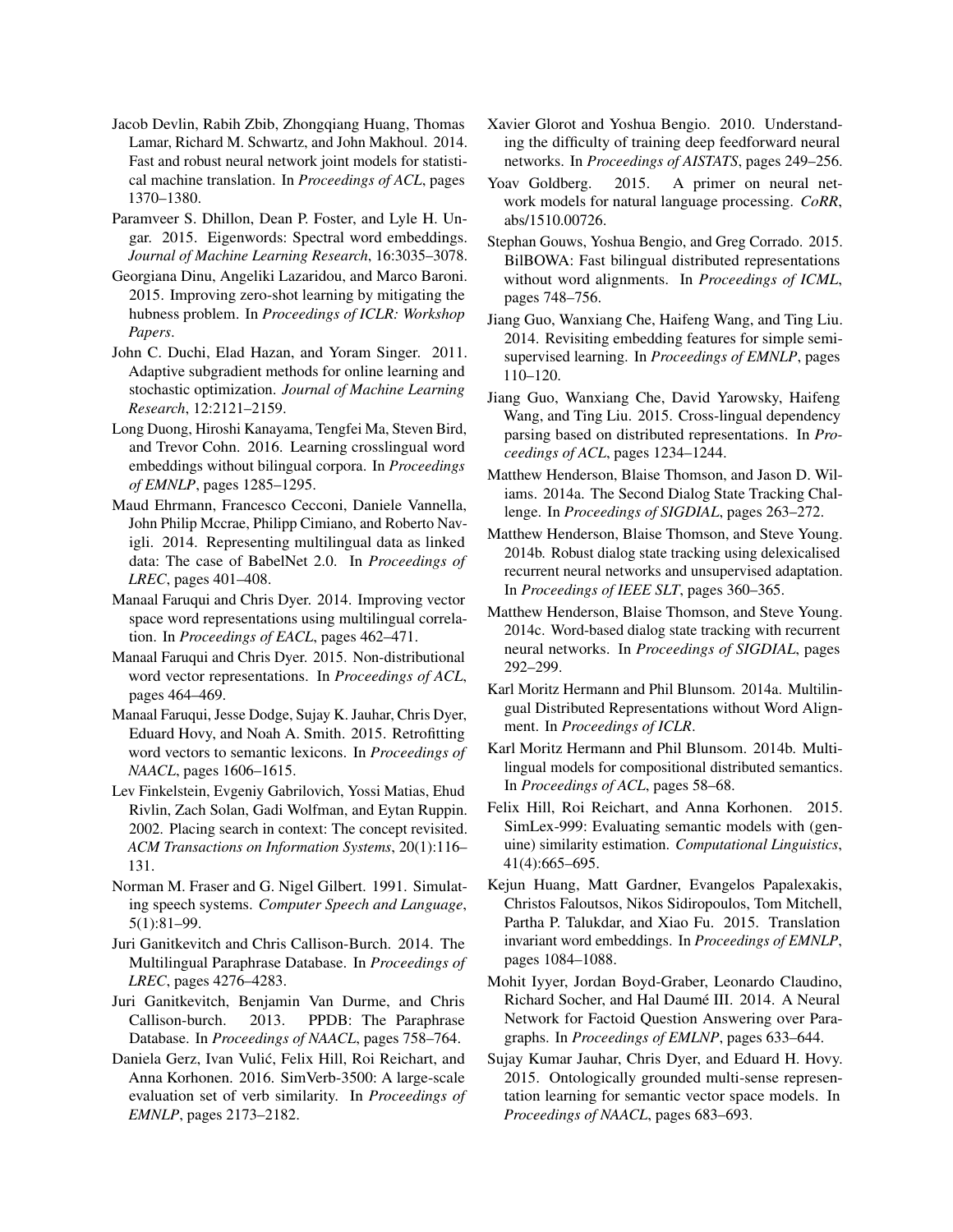Jacob Devlin, Rabih Zbib, Zhongqiang Huang, Thomas Lamar, Richard M. Schwartz, and John Makhoul. 2014. Fast and robust neural network joint models for statistical machine translation. In *Proceedings of ACL*, pages 1370–1380.

Paramveer S. Dhillon, Dean P. Foster, and Lyle H. Ungar. 2015. Eigenwords: Spectral word embeddings. *Journal of Machine Learning Research*, 16:3035–3078.

Georgiana Dinu, Angeliki Lazaridou, and Marco Baroni. 2015. Improving zero-shot learning by mitigating the hubness problem. In *Proceedings of ICLR: Workshop Papers*.

John C. Duchi, Elad Hazan, and Yoram Singer. 2011. Adaptive subgradient methods for online learning and stochastic optimization. *Journal of Machine Learning Research*, 12:2121–2159.

Long Duong, Hiroshi Kanayama, Tengfei Ma, Steven Bird, and Trevor Cohn. 2016. Learning crosslingual word embeddings without bilingual corpora. In *Proceedings of EMNLP*, pages 1285–1295.

Maud Ehrmann, Francesco Cecconi, Daniele Vannella, John Philip Mccrae, Philipp Cimiano, and Roberto Navigli. 2014. Representing multilingual data as linked data: The case of BabelNet 2.0. In *Proceedings of LREC*, pages 401–408.

Manaal Faruqui and Chris Dyer. 2014. Improving vector space word representations using multilingual correlation. In *Proceedings of EACL*, pages 462–471.

Manaal Faruqui and Chris Dyer. 2015. Non-distributional word vector representations. In *Proceedings of ACL*, pages 464–469.

Manaal Faruqui, Jesse Dodge, Sujay K. Jauhar, Chris Dyer, Eduard Hovy, and Noah A. Smith. 2015. Retrofitting word vectors to semantic lexicons. In *Proceedings of NAACL*, pages 1606–1615.

Lev Finkelstein, Evgeniy Gabrilovich, Yossi Matias, Ehud Rivlin, Zach Solan, Gadi Wolfman, and Eytan Ruppin. 2002. Placing search in context: The concept revisited. *ACM Transactions on Information Systems*, 20(1):116–131.

Norman M. Fraser and G. Nigel Gilbert. 1991. Simulating speech systems. *Computer Speech and Language*, 5(1):81–99.

Juri Ganitkevitch and Chris Callison-Burch. 2014. The Multilingual Paraphrase Database. In *Proceedings of LREC*, pages 4276–4283.

Juri Ganitkevitch, Benjamin Van Durme, and Chris Callison-burch. 2013. PPDB: The Paraphrase Database. In *Proceedings of NAACL*, pages 758–764.

Daniela Gerz, Ivan Vulić, Felix Hill, Roi Reichart, and Anna Korhonen. 2016. SimVerb-3500: A large-scale evaluation set of verb similarity. In *Proceedings of EMNLP*, pages 2173–2182.

Xavier Glorot and Yoshua Bengio. 2010. Understanding the difficulty of training deep feedforward neural networks. In *Proceedings of AISTATS*, pages 249–256.

Yoav Goldberg. 2015. A primer on neural network models for natural language processing. *CoRR*, abs/1510.00726.

Stephan Gouws, Yoshua Bengio, and Greg Corrado. 2015. BilBOWA: Fast bilingual distributed representations without word alignments. In *Proceedings of ICML*, pages 748–756.

Jiang Guo, Wanxiang Che, Haifeng Wang, and Ting Liu. 2014. Revisiting embedding features for simple semi-supervised learning. In *Proceedings of EMNLP*, pages 110–120.

Jiang Guo, Wanxiang Che, David Yarowsky, Haifeng Wang, and Ting Liu. 2015. Cross-lingual dependency parsing based on distributed representations. In *Proceedings of ACL*, pages 1234–1244.

Matthew Henderson, Blaise Thomson, and Jason D. Wiliams. 2014a. The Second Dialog State Tracking Challenge. In *Proceedings of SIGDIAL*, pages 263–272.

Matthew Henderson, Blaise Thomson, and Steve Young. 2014b. Robust dialog state tracking using delexicalised recurrent neural networks and unsupervised adaptation. In *Proceedings of IEEE SLT*, pages 360–365.

Matthew Henderson, Blaise Thomson, and Steve Young. 2014c. Word-based dialog state tracking with recurrent neural networks. In *Proceedings of SIGDIAL*, pages 292–299.

Karl Moritz Hermann and Phil Blunsom. 2014a. Multilingual Distributed Representations without Word Alignment. In *Proceedings of ICLR*.

Karl Moritz Hermann and Phil Blunsom. 2014b. Multilingual models for compositional distributed semantics. In *Proceedings of ACL*, pages 58–68.

Felix Hill, Roi Reichart, and Anna Korhonen. 2015. SimLex-999: Evaluating semantic models with (genuine) similarity estimation. *Computational Linguistics*, 41(4):665–695.

Kejun Huang, Matt Gardner, Evangelos Papalexakis, Christos Faloutsos, Nikos Sidiropoulos, Tom Mitchell, Partha P. Talukdar, and Xiao Fu. 2015. Translation invariant word embeddings. In *Proceedings of EMNLP*, pages 1084–1088.

Mohit Iyyer, Jordan Boyd-Graber, Leonardo Claudino, Richard Socher, and Hal Daumé III. 2014. A Neural Network for Factoid Question Answering over Paragraphs. In *Proceedings of EMLNP*, pages 633–644.

Sujay Kumar Jauhar, Chris Dyer, and Eduard H. Hovy. 2015. Ontologically grounded multi-sense representation learning for semantic vector space models. In *Proceedings of NAACL*, pages 683–693.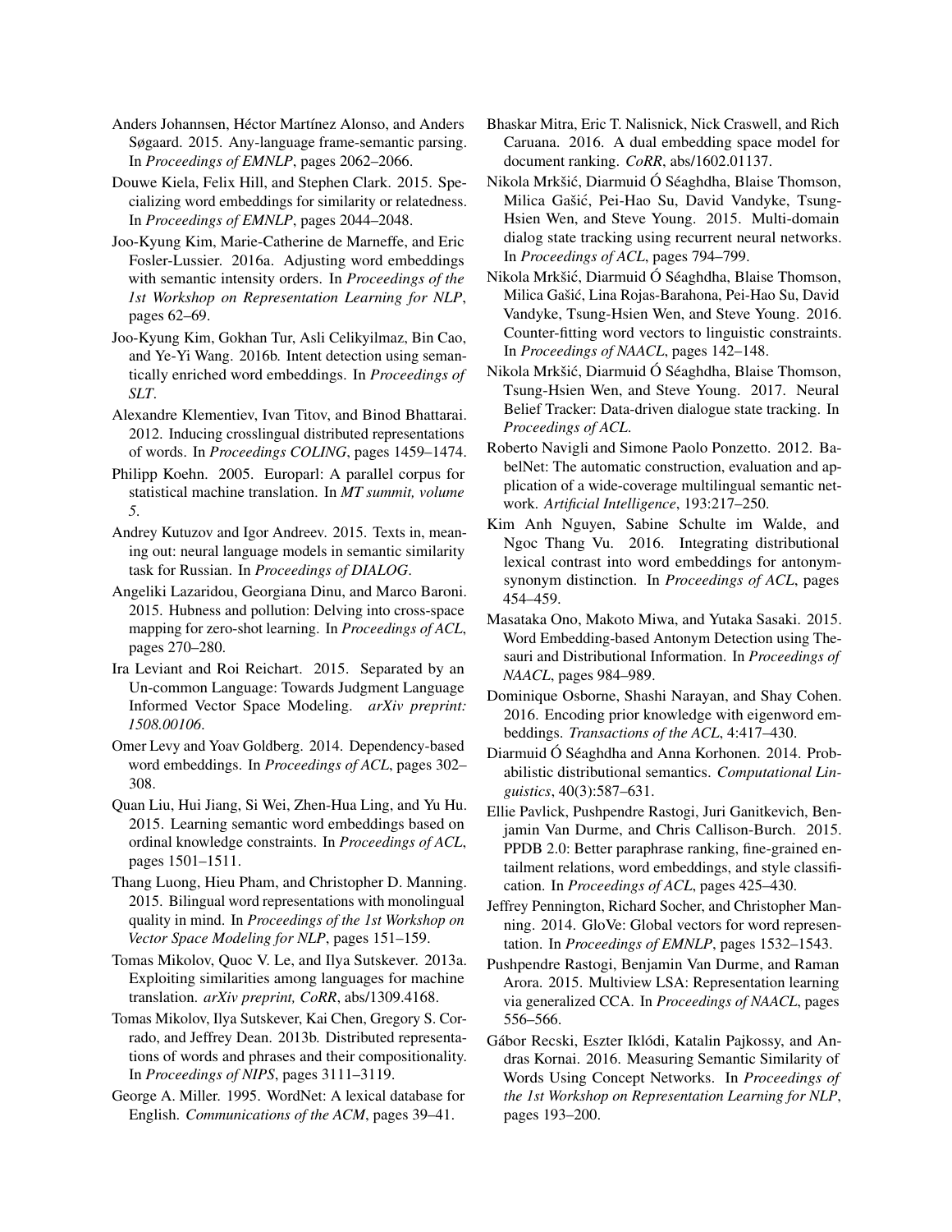Anders Johannsen, Héctor Martínez Alonso, and Anders Søgaard. 2015. Any-language frame-semantic parsing. In *Proceedings of EMNLP*, pages 2062–2066.

Douwe Kiela, Felix Hill, and Stephen Clark. 2015. Specializing word embeddings for similarity or relatedness. In *Proceedings of EMNLP*, pages 2044–2048.

Joo-Kyung Kim, Marie-Catherine de Marneffe, and Eric Fosler-Lussier. 2016a. Adjusting word embeddings with semantic intensity orders. In *Proceedings of the 1st Workshop on Representation Learning for NLP*, pages 62–69.

Joo-Kyung Kim, Gokhan Tur, Asli Celikyilmaz, Bin Cao, and Ye-Yi Wang. 2016b. Intent detection using semantically enriched word embeddings. In *Proceedings of SLT*.

Alexandre Klementiev, Ivan Titov, and Binod Bhattarai. 2012. Inducing crosslingual distributed representations of words. In *Proceedings COLING*, pages 1459–1474.

Philipp Koehn. 2005. Europarl: A parallel corpus for statistical machine translation. In *MT summit, volume 5*.

Andrey Kutuzov and Igor Andreev. 2015. Texts in, meaning out: neural language models in semantic similarity task for Russian. In *Proceedings of DIALOG*.

Angeliki Lazaridou, Georgiana Dinu, and Marco Baroni. 2015. Hubness and pollution: Delving into cross-space mapping for zero-shot learning. In *Proceedings of ACL*, pages 270–280.

Ira Leviant and Roi Reichart. 2015. Separated by an Un-common Language: Towards Judgment Language Informed Vector Space Modeling. *arXiv preprint: 1508.00106*.

Omer Levy and Yoav Goldberg. 2014. Dependency-based word embeddings. In *Proceedings of ACL*, pages 302–308.

Quan Liu, Hui Jiang, Si Wei, Zhen-Hua Ling, and Yu Hu. 2015. Learning semantic word embeddings based on ordinal knowledge constraints. In *Proceedings of ACL*, pages 1501–1511.

Thang Luong, Hieu Pham, and Christopher D. Manning. 2015. Bilingual word representations with monolingual quality in mind. In *Proceedings of the 1st Workshop on Vector Space Modeling for NLP*, pages 151–159.

Tomas Mikolov, Quoc V. Le, and Ilya Sutskever. 2013a. Exploiting similarities among languages for machine translation. *arXiv preprint, CoRR*, abs/1309.4168.

Tomas Mikolov, Ilya Sutskever, Kai Chen, Gregory S. Corrado, and Jeffrey Dean. 2013b. Distributed representations of words and phrases and their compositionality. In *Proceedings of NIPS*, pages 3111–3119.

George A. Miller. 1995. WordNet: A lexical database for English. *Communications of the ACM*, pages 39–41.

Bhaskar Mitra, Eric T. Nalisnick, Nick Craswell, and Rich Caruana. 2016. A dual embedding space model for document ranking. *CoRR*, abs/1602.01137.

Nikola Mrkšić, Diarmuid Ó Séaghdha, Blaise Thomson, Milica Gašić, Pei-Hao Su, David Vandyke, Tsung-Hsien Wen, and Steve Young. 2015. Multi-domain dialog state tracking using recurrent neural networks. In *Proceedings of ACL*, pages 794–799.

Nikola Mrkšić, Diarmuid Ó Séaghdha, Blaise Thomson, Milica Gašić, Lina Rojas-Barahona, Pei-Hao Su, David Vandyke, Tsung-Hsien Wen, and Steve Young. 2016. Counter-fitting word vectors to linguistic constraints. In *Proceedings of NAACL*, pages 142–148.

Nikola Mrkšić, Diarmuid Ó Séaghdha, Blaise Thomson, Tsung-Hsien Wen, and Steve Young. 2017. Neural Belief Tracker: Data-driven dialogue state tracking. In *Proceedings of ACL*.

Roberto Navigli and Simone Paolo Ponzetto. 2012. BabelNet: The automatic construction, evaluation and application of a wide-coverage multilingual semantic network. *Artificial Intelligence*, 193:217–250.

Kim Anh Nguyen, Sabine Schulte im Walde, and Ngoc Thang Vu. 2016. Integrating distributional lexical contrast into word embeddings for antonym-synonym distinction. In *Proceedings of ACL*, pages 454–459.

Masataka Ono, Makoto Miwa, and Yutaka Sasaki. 2015. Word Embedding-based Antonym Detection using Thesauri and Distributional Information. In *Proceedings of NAACL*, pages 984–989.

Dominique Osborne, Shashi Narayan, and Shay Cohen. 2016. Encoding prior knowledge with eigenword embeddings. *Transactions of the ACL*, 4:417–430.

Diarmuid Ó Séaghdha and Anna Korhonen. 2014. Probabilistic distributional semantics. *Computational Linguistics*, 40(3):587–631.

Ellie Pavlick, Pushpendre Rastogi, Juri Ganitkevich, Benjamin Van Durme, and Chris Callison-Burch. 2015. PPDB 2.0: Better paraphrase ranking, fine-grained entailment relations, word embeddings, and style classification. In *Proceedings of ACL*, pages 425–430.

Jeffrey Pennington, Richard Socher, and Christopher Manning. 2014. GloVe: Global vectors for word representation. In *Proceedings of EMNLP*, pages 1532–1543.

Pushpendre Rastogi, Benjamin Van Durme, and Raman Arora. 2015. Multiview LSA: Representation learning via generalized CCA. In *Proceedings of NAACL*, pages 556–566.

Gábor Recski, Eszter Iklódi, Katalin Pajkossy, and Andras Kornai. 2016. Measuring Semantic Similarity of Words Using Concept Networks. In *Proceedings of the 1st Workshop on Representation Learning for NLP*, pages 193–200.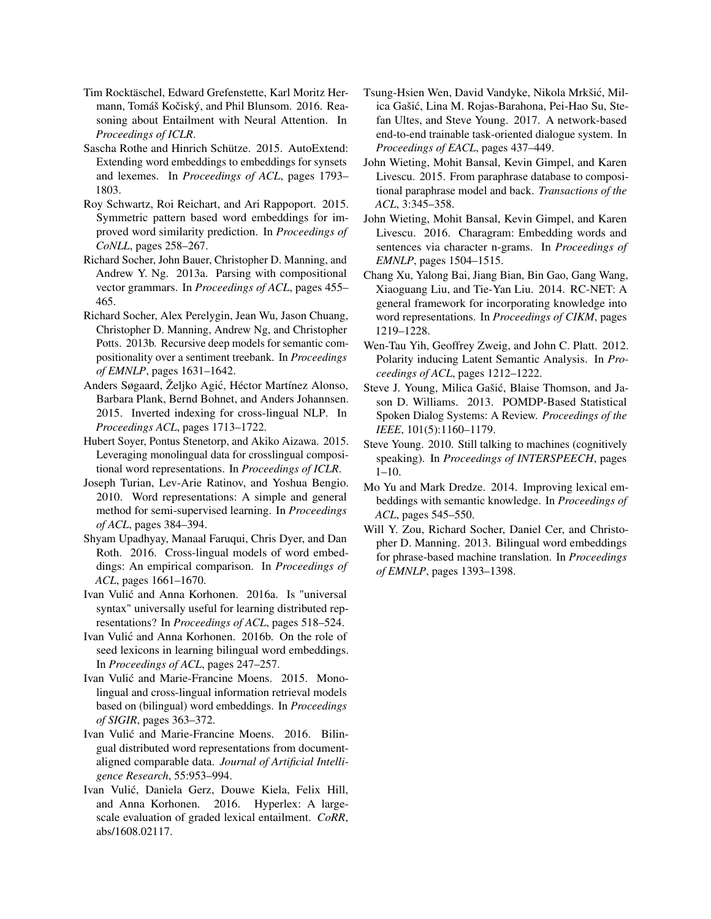Tim Rocktäschel, Edward Grefenstette, Karl Moritz Hermann, Tomáš Kočiský, and Phil Blunsom. 2016. Reasoning about Entailment with Neural Attention. In *Proceedings of ICLR*.

Sascha Rothe and Hinrich Schütze. 2015. AutoExtend: Extending word embeddings to embeddings for synsets and lexemes. In *Proceedings of ACL*, pages 1793–1803.

Roy Schwartz, Roi Reichart, and Ari Rappoport. 2015. Symmetric pattern based word embeddings for improved word similarity prediction. In *Proceedings of CoNLL*, pages 258–267.

Richard Socher, John Bauer, Christopher D. Manning, and Andrew Y. Ng. 2013a. Parsing with compositional vector grammars. In *Proceedings of ACL*, pages 455–465.

Richard Socher, Alex Perelygin, Jean Wu, Jason Chuang, Christopher D. Manning, Andrew Ng, and Christopher Potts. 2013b. Recursive deep models for semantic compositionality over a sentiment treebank. In *Proceedings of EMNLP*, pages 1631–1642.

Anders Søgaard, Željko Agić, Héctor Martínez Alonso, Barbara Plank, Bernd Bohnet, and Anders Johannsen. 2015. Inverted indexing for cross-lingual NLP. In *Proceedings ACL*, pages 1713–1722.

Hubert Soyer, Pontus Stenetorp, and Akiko Aizawa. 2015. Leveraging monolingual data for crosslingual compositional word representations. In *Proceedings of ICLR*.

Joseph Turian, Lev-Arie Ratinov, and Yoshua Bengio. 2010. Word representations: A simple and general method for semi-supervised learning. In *Proceedings of ACL*, pages 384–394.

Shyam Upadhyay, Manaal Faruqui, Chris Dyer, and Dan Roth. 2016. Cross-lingual models of word embeddings: An empirical comparison. In *Proceedings of ACL*, pages 1661–1670.

Ivan Vulić and Anna Korhonen. 2016a. Is "universal syntax" universally useful for learning distributed representations? In *Proceedings of ACL*, pages 518–524.

Ivan Vulić and Anna Korhonen. 2016b. On the role of seed lexicons in learning bilingual word embeddings. In *Proceedings of ACL*, pages 247–257.

Ivan Vulić and Marie-Francine Moens. 2015. Monolingual and cross-lingual information retrieval models based on (bilingual) word embeddings. In *Proceedings of SIGIR*, pages 363–372.

Ivan Vulić and Marie-Francine Moens. 2016. Bilingual distributed word representations from document-aligned comparable data. *Journal of Artificial Intelligence Research*, 55:953–994.

Ivan Vulić, Daniela Gerz, Douwe Kiela, Felix Hill, and Anna Korhonen. 2016. Hyperlex: A large-scale evaluation of graded lexical entailment. *CoRR*, abs/1608.02117.

Tsung-Hsien Wen, David Vandyke, Nikola Mrkšić, Milica Gašić, Lina M. Rojas-Barahona, Pei-Hao Su, Stefan Ultes, and Steve Young. 2017. A network-based end-to-end trainable task-oriented dialogue system. In *Proceedings of EACL*, pages 437–449.

John Wieting, Mohit Bansal, Kevin Gimpel, and Karen Livescu. 2015. From paraphrase database to compositional paraphrase model and back. *Transactions of the ACL*, 3:345–358.

John Wieting, Mohit Bansal, Kevin Gimpel, and Karen Livescu. 2016. Charagram: Embedding words and sentences via character n-grams. In *Proceedings of EMNLP*, pages 1504–1515.

Chang Xu, Yalong Bai, Jiang Bian, Bin Gao, Gang Wang, Xiaoguang Liu, and Tie-Yan Liu. 2014. RC-NET: A general framework for incorporating knowledge into word representations. In *Proceedings of CIKM*, pages 1219–1228.

Wen-Tau Yih, Geoffrey Zweig, and John C. Platt. 2012. Polarity inducing Latent Semantic Analysis. In *Proceedings of ACL*, pages 1212–1222.

Steve J. Young, Milica Gašić, Blaise Thomson, and Jason D. Williams. 2013. POMDP-Based Statistical Spoken Dialog Systems: A Review. *Proceedings of the IEEE*, 101(5):1160–1179.

Steve Young. 2010. Still talking to machines (cognitively speaking). In *Proceedings of INTERSPEECH*, pages 1–10.

Mo Yu and Mark Dredze. 2014. Improving lexical embeddings with semantic knowledge. In *Proceedings of ACL*, pages 545–550.

Will Y. Zou, Richard Socher, Daniel Cer, and Christopher D. Manning. 2013. Bilingual word embeddings for phrase-based machine translation. In *Proceedings of EMNLP*, pages 1393–1398.